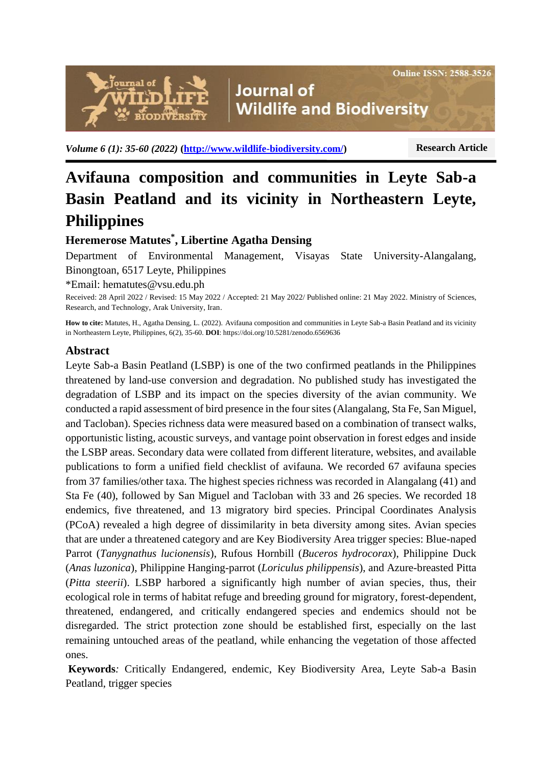Online ISSN: 2588-3526

Journal of Wildlife and Biodiversity

*Volume 6 (1): 35-60 (2022)* (http://www.wildlife-biodiversity.com/)

**Research Article**

# Avifauna composition and communities in Leyte Sab-a Basin Peatland and its vicinity in Northeastern Leyte, Philippines

**Heremerose Matutes*, Libertine Agatha Densing**

Department of Environmental Management, Visayas State University-Alangalang, Binongtoan, 6517 Leyte, Philippines

*Email: hematutes@vsu.edu.ph

Received: 28 April 2022 / Revised: 15 May 2022 / Accepted: 21 May 2022/ Published online: 21 May 2022. Ministry of Sciences, Research, and Technology, Arak University, Iran.

**How to cite:** Matutes, H., Agatha Densing, L. (2022). Avifauna composition and communities in Leyte Sab-a Basin Peatland and its vicinity in Northeastern Leyte, Philippines, 6(2), 35-60. **DOI**: https://doi.org/10.5281/zenodo.6569636

## Abstract

Leyte Sab-a Basin Peatland (LSBP) is one of the two confirmed peatlands in the Philippines threatened by land-use conversion and degradation. No published study has investigated the degradation of LSBP and its impact on the species diversity of the avian community. We conducted a rapid assessment of bird presence in the four sites (Alangalang, Sta Fe, San Miguel, and Tacloban). Species richness data were measured based on a combination of transect walks, opportunistic listing, acoustic surveys, and vantage point observation in forest edges and inside the LSBP areas. Secondary data were collated from different literature, websites, and available publications to form a unified field checklist of avifauna. We recorded 67 avifauna species from 37 families/other taxa. The highest species richness was recorded in Alangalang (41) and Sta Fe (40), followed by San Miguel and Tacloban with 33 and 26 species. We recorded 18 endemics, five threatened, and 13 migratory bird species. Principal Coordinates Analysis (PCoA) revealed a high degree of dissimilarity in beta diversity among sites. Avian species that are under a threatened category and are Key Biodiversity Area trigger species: Blue-naped Parrot (*Tanygnathus lucionensis*), Rufous Hornbill (*Buceros hydrocorax*), Philippine Duck (*Anas luzonica*), Philippine Hanging-parrot (*Loriculus philippensis*), and Azure-breasted Pitta (*Pitta steerii*). LSBP harbored a significantly high number of avian species, thus, their ecological role in terms of habitat refuge and breeding ground for migratory, forest-dependent, threatened, endangered, and critically endangered species and endemics should not be disregarded. The strict protection zone should be established first, especially on the last remaining untouched areas of the peatland, while enhancing the vegetation of those affected ones.

**Keywords**: Critically Endangered, endemic, Key Biodiversity Area, Leyte Sab-a Basin Peatland, trigger species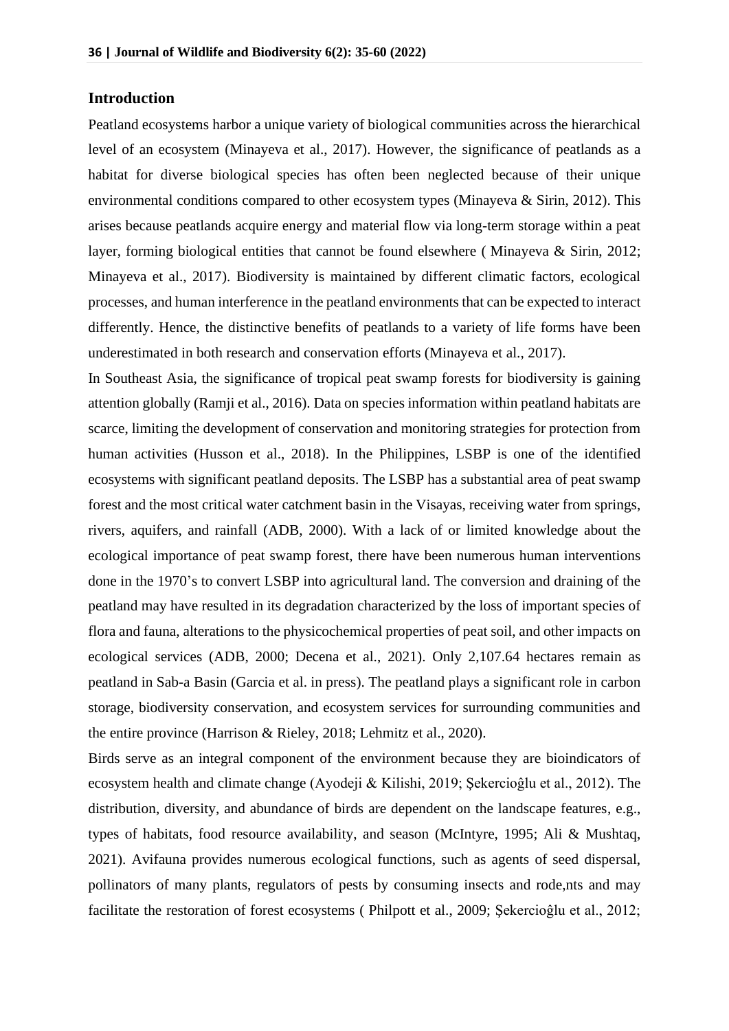## Introduction

Peatland ecosystems harbor a unique variety of biological communities across the hierarchical level of an ecosystem (Minayeva et al., 2017). However, the significance of peatlands as a habitat for diverse biological species has often been neglected because of their unique environmental conditions compared to other ecosystem types (Minayeva & Sirin, 2012). This arises because peatlands acquire energy and material flow via long-term storage within a peat layer, forming biological entities that cannot be found elsewhere ( Minayeva & Sirin, 2012; Minayeva et al., 2017). Biodiversity is maintained by different climatic factors, ecological processes, and human interference in the peatland environments that can be expected to interact differently. Hence, the distinctive benefits of peatlands to a variety of life forms have been underestimated in both research and conservation efforts (Minayeva et al., 2017).

In Southeast Asia, the significance of tropical peat swamp forests for biodiversity is gaining attention globally (Ramji et al., 2016). Data on species information within peatland habitats are scarce, limiting the development of conservation and monitoring strategies for protection from human activities (Husson et al., 2018). In the Philippines, LSBP is one of the identified ecosystems with significant peatland deposits. The LSBP has a substantial area of peat swamp forest and the most critical water catchment basin in the Visayas, receiving water from springs, rivers, aquifers, and rainfall (ADB, 2000). With a lack of or limited knowledge about the ecological importance of peat swamp forest, there have been numerous human interventions done in the 1970's to convert LSBP into agricultural land. The conversion and draining of the peatland may have resulted in its degradation characterized by the loss of important species of flora and fauna, alterations to the physicochemical properties of peat soil, and other impacts on ecological services (ADB, 2000; Decena et al., 2021). Only 2,107.64 hectares remain as peatland in Sab-a Basin (Garcia et al. in press). The peatland plays a significant role in carbon storage, biodiversity conservation, and ecosystem services for surrounding communities and the entire province (Harrison & Rieley, 2018; Lehmitz et al., 2020).

Birds serve as an integral component of the environment because they are bioindicators of ecosystem health and climate change (Ayodeji & Kilishi, 2019; Şekercioĝlu et al., 2012). The distribution, diversity, and abundance of birds are dependent on the landscape features, e.g., types of habitats, food resource availability, and season (McIntyre, 1995; Ali & Mushtaq, 2021). Avifauna provides numerous ecological functions, such as agents of seed dispersal, pollinators of many plants, regulators of pests by consuming insects and rode,nts and may facilitate the restoration of forest ecosystems ( Philpott et al., 2009; Şekercioĝlu et al., 2012;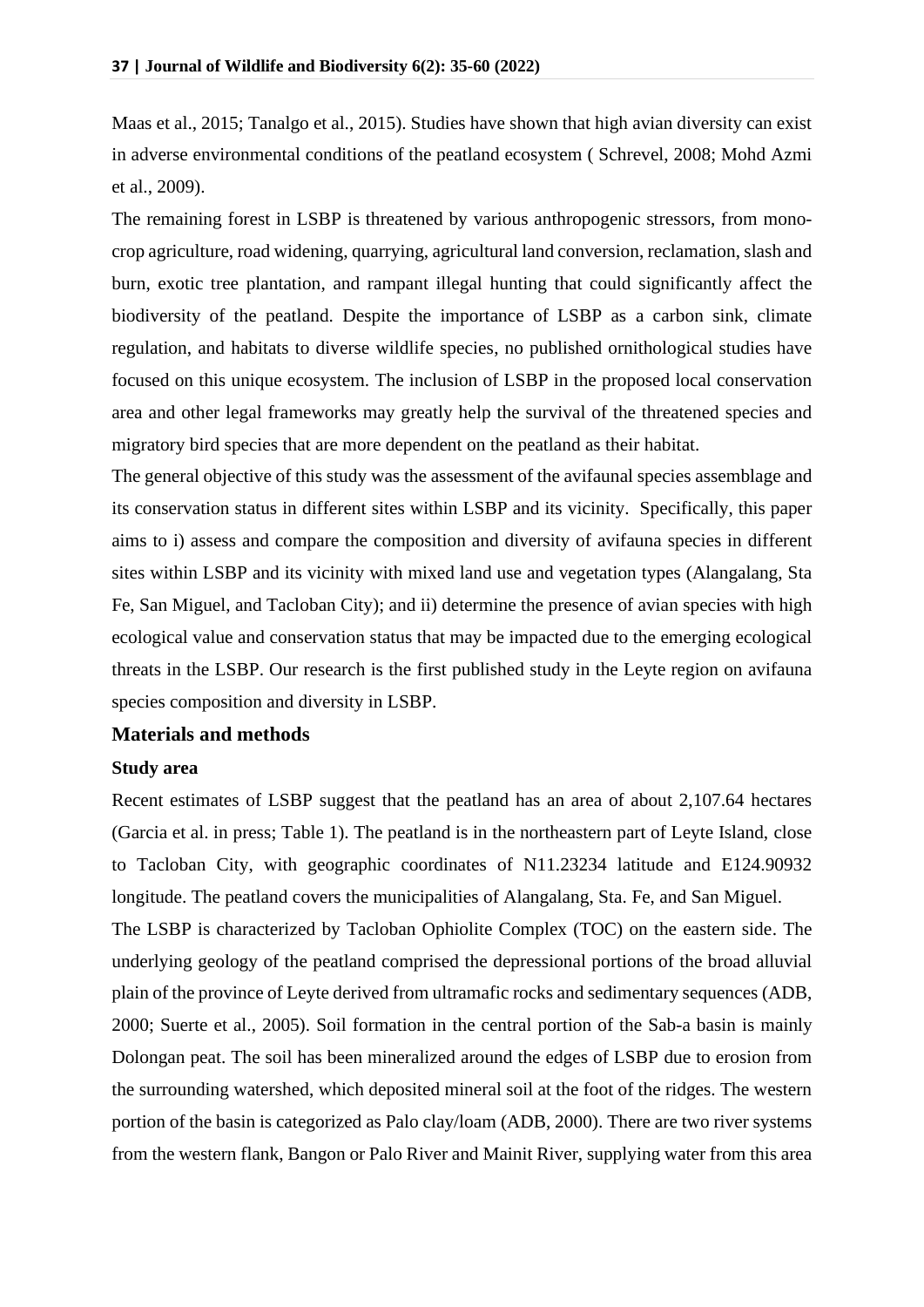Maas et al., 2015; Tanalgo et al., 2015). Studies have shown that high avian diversity can exist in adverse environmental conditions of the peatland ecosystem ( Schrevel, 2008; Mohd Azmi et al., 2009).

The remaining forest in LSBP is threatened by various anthropogenic stressors, from mono-crop agriculture, road widening, quarrying, agricultural land conversion, reclamation, slash and burn, exotic tree plantation, and rampant illegal hunting that could significantly affect the biodiversity of the peatland. Despite the importance of LSBP as a carbon sink, climate regulation, and habitats to diverse wildlife species, no published ornithological studies have focused on this unique ecosystem. The inclusion of LSBP in the proposed local conservation area and other legal frameworks may greatly help the survival of the threatened species and migratory bird species that are more dependent on the peatland as their habitat.

The general objective of this study was the assessment of the avifaunal species assemblage and its conservation status in different sites within LSBP and its vicinity. Specifically, this paper aims to i) assess and compare the composition and diversity of avifauna species in different sites within LSBP and its vicinity with mixed land use and vegetation types (Alangalang, Sta Fe, San Miguel, and Tacloban City); and ii) determine the presence of avian species with high ecological value and conservation status that may be impacted due to the emerging ecological threats in the LSBP. Our research is the first published study in the Leyte region on avifauna species composition and diversity in LSBP.

## Materials and methods

### Study area

Recent estimates of LSBP suggest that the peatland has an area of about 2,107.64 hectares (Garcia et al. in press; Table 1). The peatland is in the northeastern part of Leyte Island, close to Tacloban City, with geographic coordinates of N11.23234 latitude and E124.90932 longitude. The peatland covers the municipalities of Alangalang, Sta. Fe, and San Miguel.

The LSBP is characterized by Tacloban Ophiolite Complex (TOC) on the eastern side. The underlying geology of the peatland comprised the depressional portions of the broad alluvial plain of the province of Leyte derived from ultramafic rocks and sedimentary sequences (ADB, 2000; Suerte et al., 2005). Soil formation in the central portion of the Sab-a basin is mainly Dolongan peat. The soil has been mineralized around the edges of LSBP due to erosion from the surrounding watershed, which deposited mineral soil at the foot of the ridges. The western portion of the basin is categorized as Palo clay/loam (ADB, 2000). There are two river systems from the western flank, Bangon or Palo River and Mainit River, supplying water from this area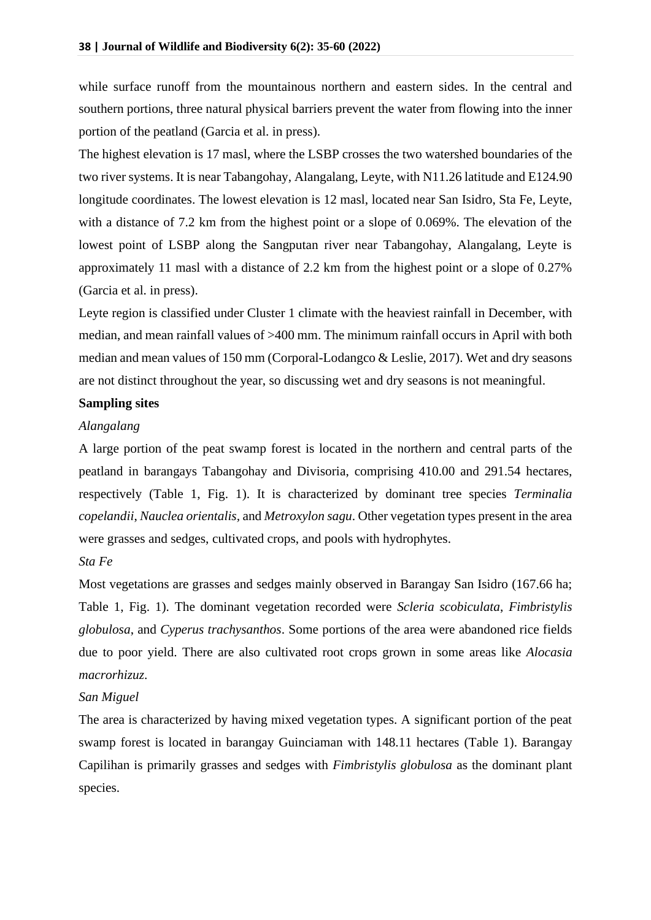while surface runoff from the mountainous northern and eastern sides. In the central and southern portions, three natural physical barriers prevent the water from flowing into the inner portion of the peatland (Garcia et al. in press).

The highest elevation is 17 masl, where the LSBP crosses the two watershed boundaries of the two river systems. It is near Tabangohay, Alangalang, Leyte, with N11.26 latitude and E124.90 longitude coordinates. The lowest elevation is 12 masl, located near San Isidro, Sta Fe, Leyte, with a distance of 7.2 km from the highest point or a slope of 0.069%. The elevation of the lowest point of LSBP along the Sangputan river near Tabangohay, Alangalang, Leyte is approximately 11 masl with a distance of 2.2 km from the highest point or a slope of 0.27% (Garcia et al. in press).

Leyte region is classified under Cluster 1 climate with the heaviest rainfall in December, with median, and mean rainfall values of >400 mm. The minimum rainfall occurs in April with both median and mean values of 150 mm (Corporal-Lodangco & Leslie, 2017). Wet and dry seasons are not distinct throughout the year, so discussing wet and dry seasons is not meaningful.

**Sampling sites**

*Alangalang*

A large portion of the peat swamp forest is located in the northern and central parts of the peatland in barangays Tabangohay and Divisoria, comprising 410.00 and 291.54 hectares, respectively (Table 1, Fig. 1). It is characterized by dominant tree species *Terminalia copelandii*, *Nauclea orientalis*, and *Metroxylon sagu*. Other vegetation types present in the area were grasses and sedges, cultivated crops, and pools with hydrophytes.

*Sta Fe*

Most vegetations are grasses and sedges mainly observed in Barangay San Isidro (167.66 ha; Table 1, Fig. 1). The dominant vegetation recorded were *Scleria scobiculata*, *Fimbristylis globulosa*, and *Cyperus trachysanthos*. Some portions of the area were abandoned rice fields due to poor yield. There are also cultivated root crops grown in some areas like *Alocasia macrorhizuz*.

*San Miguel*

The area is characterized by having mixed vegetation types. A significant portion of the peat swamp forest is located in barangay Guinciaman with 148.11 hectares (Table 1). Barangay Capilihan is primarily grasses and sedges with *Fimbristylis globulosa* as the dominant plant species.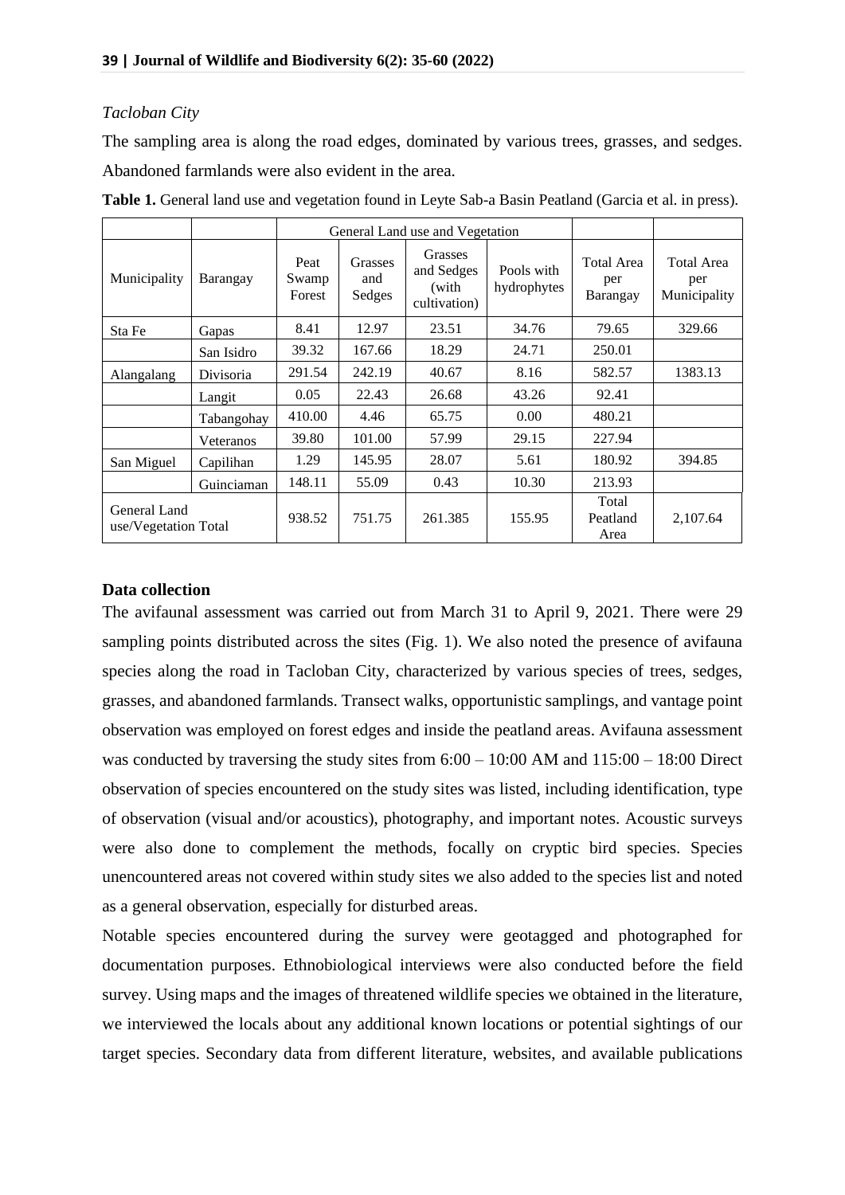*Tacloban City*

The sampling area is along the road edges, dominated by various trees, grasses, and sedges. Abandoned farmlands were also evident in the area.

**Table 1.** General land use and vegetation found in Leyte Sab-a Basin Peatland (Garcia et al. in press).

| | | General Land use and Vegetation | | | | | |
|---|---|---|---|---|---|---|---|
| Municipality | Barangay | Peat Swamp Forest | Grasses and Sedges | Grasses and Sedges (with cultivation) | Pools with hydrophytes | Total Area per Barangay | Total Area per Municipality |
| Sta Fe | Gapas | 8.41 | 12.97 | 23.51 | 34.76 | 79.65 | 329.66 |
| | San Isidro | 39.32 | 167.66 | 18.29 | 24.71 | 250.01 | |
| Alangalang | Divisoria | 291.54 | 242.19 | 40.67 | 8.16 | 582.57 | 1383.13 |
| | Langit | 0.05 | 22.43 | 26.68 | 43.26 | 92.41 | |
| | Tabangohay | 410.00 | 4.46 | 65.75 | 0.00 | 480.21 | |
| | Veteranos | 39.80 | 101.00 | 57.99 | 29.15 | 227.94 | |
| San Miguel | Capilihan | 1.29 | 145.95 | 28.07 | 5.61 | 180.92 | 394.85 |
| | Guinciaman | 148.11 | 55.09 | 0.43 | 10.30 | 213.93 | |
| General Land use/Vegetation Total | | 938.52 | 751.75 | 261.385 | 155.95 | Total Peatland Area | 2,107.64 |

### Data collection

The avifaunal assessment was carried out from March 31 to April 9, 2021. There were 29 sampling points distributed across the sites (Fig. 1). We also noted the presence of avifauna species along the road in Tacloban City, characterized by various species of trees, sedges, grasses, and abandoned farmlands. Transect walks, opportunistic samplings, and vantage point observation was employed on forest edges and inside the peatland areas. Avifauna assessment was conducted by traversing the study sites from 6:00 – 10:00 AM and 115:00 – 18:00 Direct observation of species encountered on the study sites was listed, including identification, type of observation (visual and/or acoustics), photography, and important notes. Acoustic surveys were also done to complement the methods, focally on cryptic bird species. Species unencountered areas not covered within study sites we also added to the species list and noted as a general observation, especially for disturbed areas.

Notable species encountered during the survey were geotagged and photographed for documentation purposes. Ethnobiological interviews were also conducted before the field survey. Using maps and the images of threatened wildlife species we obtained in the literature, we interviewed the locals about any additional known locations or potential sightings of our target species. Secondary data from different literature, websites, and available publications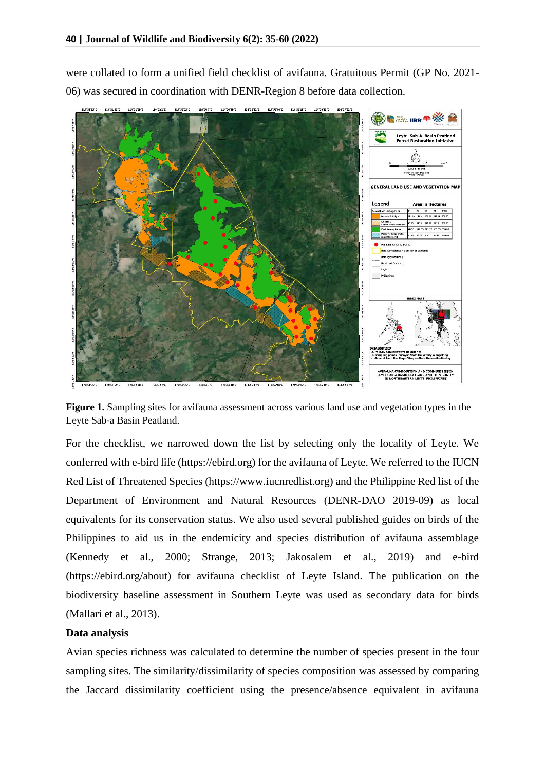were collated to form a unified field checklist of avifauna. Gratuitous Permit (GP No. 2021-06) was secured in coordination with DENR-Region 8 before data collection.

**Figure 1.** Sampling sites for avifauna assessment across various land use and vegetation types in the Leyte Sab-a Basin Peatland.

For the checklist, we narrowed down the list by selecting only the locality of Leyte. We conferred with e-bird life (https://ebird.org) for the avifauna of Leyte. We referred to the IUCN Red List of Threatened Species (https://www.iucnredlist.org) and the Philippine Red list of the Department of Environment and Natural Resources (DENR-DAO 2019-09) as local equivalents for its conservation status. We also used several published guides on birds of the Philippines to aid us in the endemicity and species distribution of avifauna assemblage (Kennedy et al., 2000; Strange, 2013; Jakosalem et al., 2019) and e-bird (https://ebird.org/about) for avifauna checklist of Leyte Island. The publication on the biodiversity baseline assessment in Southern Leyte was used as secondary data for birds (Mallari et al., 2013).

**Data analysis**

Avian species richness was calculated to determine the number of species present in the four sampling sites. The similarity/dissimilarity of species composition was assessed by comparing the Jaccard dissimilarity coefficient using the presence/absence equivalent in avifauna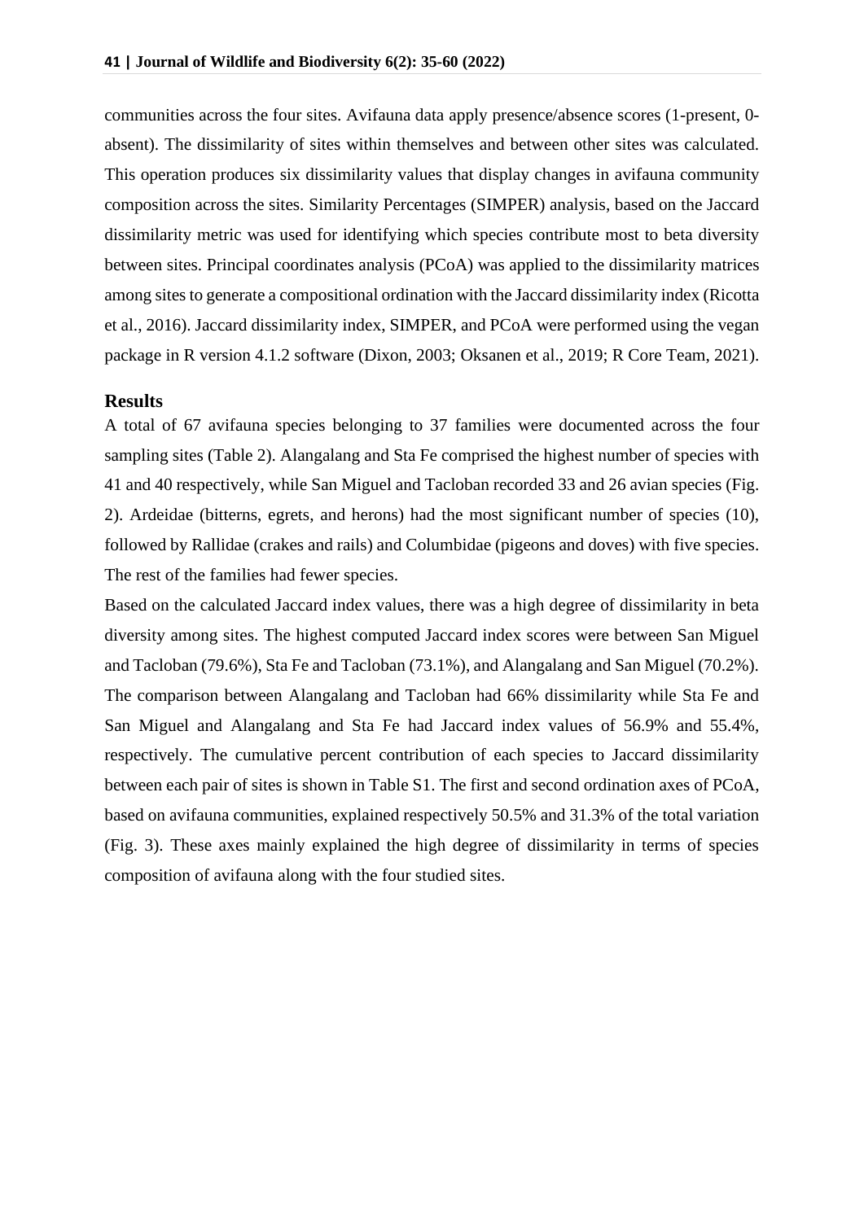communities across the four sites. Avifauna data apply presence/absence scores (1-present, 0-absent). The dissimilarity of sites within themselves and between other sites was calculated. This operation produces six dissimilarity values that display changes in avifauna community composition across the sites. Similarity Percentages (SIMPER) analysis, based on the Jaccard dissimilarity metric was used for identifying which species contribute most to beta diversity between sites. Principal coordinates analysis (PCoA) was applied to the dissimilarity matrices among sites to generate a compositional ordination with the Jaccard dissimilarity index (Ricotta et al., 2016). Jaccard dissimilarity index, SIMPER, and PCoA were performed using the vegan package in R version 4.1.2 software (Dixon, 2003; Oksanen et al., 2019; R Core Team, 2021).

## Results

A total of 67 avifauna species belonging to 37 families were documented across the four sampling sites (Table 2). Alangalang and Sta Fe comprised the highest number of species with 41 and 40 respectively, while San Miguel and Tacloban recorded 33 and 26 avian species (Fig. 2). Ardeidae (bitterns, egrets, and herons) had the most significant number of species (10), followed by Rallidae (crakes and rails) and Columbidae (pigeons and doves) with five species. The rest of the families had fewer species.

Based on the calculated Jaccard index values, there was a high degree of dissimilarity in beta diversity among sites. The highest computed Jaccard index scores were between San Miguel and Tacloban (79.6%), Sta Fe and Tacloban (73.1%), and Alangalang and San Miguel (70.2%). The comparison between Alangalang and Tacloban had 66% dissimilarity while Sta Fe and San Miguel and Alangalang and Sta Fe had Jaccard index values of 56.9% and 55.4%, respectively. The cumulative percent contribution of each species to Jaccard dissimilarity between each pair of sites is shown in Table S1. The first and second ordination axes of PCoA, based on avifauna communities, explained respectively 50.5% and 31.3% of the total variation (Fig. 3). These axes mainly explained the high degree of dissimilarity in terms of species composition of avifauna along with the four studied sites.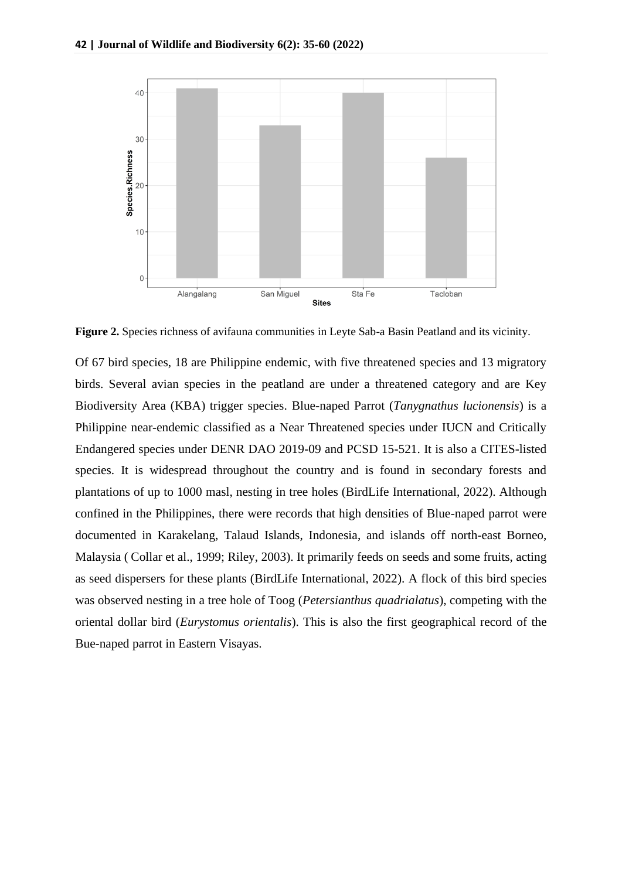40

30

Species.Richness

20

10

0

Alangalang

San Miguel

Sta Fe

Tacloban

Sites

**Figure 2.** Species richness of avifauna communities in Leyte Sab-a Basin Peatland and its vicinity.

Of 67 bird species, 18 are Philippine endemic, with five threatened species and 13 migratory birds. Several avian species in the peatland are under a threatened category and are Key Biodiversity Area (KBA) trigger species. Blue-naped Parrot (*Tanygnathus lucionensis*) is a Philippine near-endemic classified as a Near Threatened species under IUCN and Critically Endangered species under DENR DAO 2019-09 and PCSD 15-521. It is also a CITES-listed species. It is widespread throughout the country and is found in secondary forests and plantations of up to 1000 masl, nesting in tree holes (BirdLife International, 2022). Although confined in the Philippines, there were records that high densities of Blue-naped parrot were documented in Karakelang, Talaud Islands, Indonesia, and islands off north-east Borneo, Malaysia ( Collar et al., 1999; Riley, 2003). It primarily feeds on seeds and some fruits, acting as seed dispersers for these plants (BirdLife International, 2022). A flock of this bird species was observed nesting in a tree hole of Toog (*Petersianthus quadrialatus*), competing with the oriental dollar bird (*Eurystomus orientalis*). This is also the first geographical record of the Bue-naped parrot in Eastern Visayas.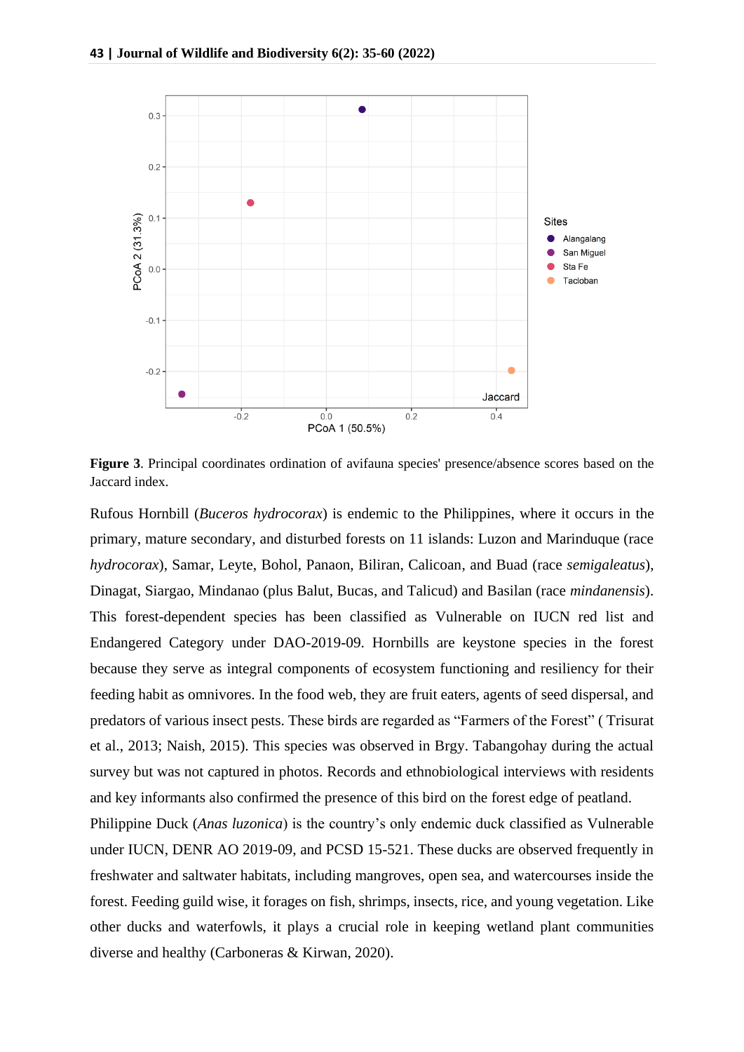0.3
0.2
0.1
0.0
-0.1
-0.2
PCoA 2 (31.3%)
-0.2
0.0
0.2
0.4
PCoA 1 (50.5%)
Jaccard
Sites
Alangalang
San Miguel
Sta Fe
Tacloban

**Figure 3**. Principal coordinates ordination of avifauna species' presence/absence scores based on the Jaccard index.

Rufous Hornbill (*Buceros hydrocorax*) is endemic to the Philippines, where it occurs in the primary, mature secondary, and disturbed forests on 11 islands: Luzon and Marinduque (race *hydrocorax*), Samar, Leyte, Bohol, Panaon, Biliran, Calicoan, and Buad (race *semigaleatus*), Dinagat, Siargao, Mindanao (plus Balut, Bucas, and Talicud) and Basilan (race *mindanensis*). This forest-dependent species has been classified as Vulnerable on IUCN red list and Endangered Category under DAO-2019-09. Hornbills are keystone species in the forest because they serve as integral components of ecosystem functioning and resiliency for their feeding habit as omnivores. In the food web, they are fruit eaters, agents of seed dispersal, and predators of various insect pests. These birds are regarded as "Farmers of the Forest" ( Trisurat et al., 2013; Naish, 2015). This species was observed in Brgy. Tabangohay during the actual survey but was not captured in photos. Records and ethnobiological interviews with residents and key informants also confirmed the presence of this bird on the forest edge of peatland.

Philippine Duck (*Anas luzonica*) is the country's only endemic duck classified as Vulnerable under IUCN, DENR AO 2019-09, and PCSD 15-521. These ducks are observed frequently in freshwater and saltwater habitats, including mangroves, open sea, and watercourses inside the forest. Feeding guild wise, it forages on fish, shrimps, insects, rice, and young vegetation. Like other ducks and waterfowls, it plays a crucial role in keeping wetland plant communities diverse and healthy (Carboneras & Kirwan, 2020).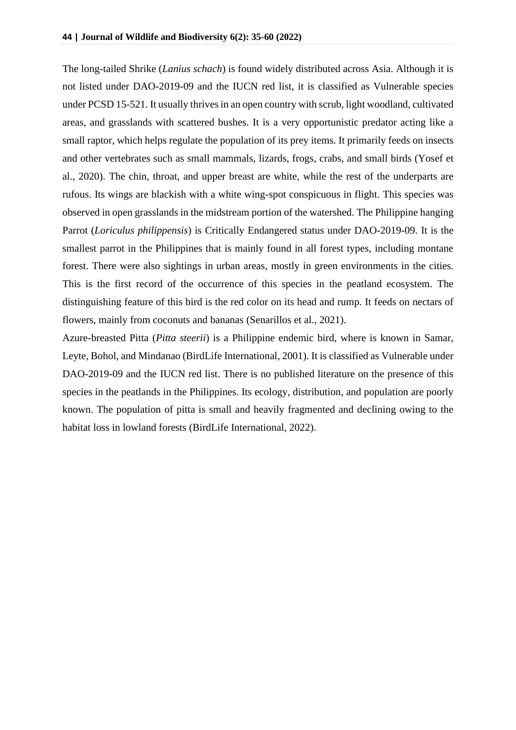The long-tailed Shrike (*Lanius schach*) is found widely distributed across Asia. Although it is not listed under DAO-2019-09 and the IUCN red list, it is classified as Vulnerable species under PCSD 15-521. It usually thrives in an open country with scrub, light woodland, cultivated areas, and grasslands with scattered bushes. It is a very opportunistic predator acting like a small raptor, which helps regulate the population of its prey items. It primarily feeds on insects and other vertebrates such as small mammals, lizards, frogs, crabs, and small birds (Yosef et al., 2020). The chin, throat, and upper breast are white, while the rest of the underparts are rufous. Its wings are blackish with a white wing-spot conspicuous in flight. This species was observed in open grasslands in the midstream portion of the watershed. The Philippine hanging Parrot (*Loriculus philippensis*) is Critically Endangered status under DAO-2019-09. It is the smallest parrot in the Philippines that is mainly found in all forest types, including montane forest. There were also sightings in urban areas, mostly in green environments in the cities. This is the first record of the occurrence of this species in the peatland ecosystem. The distinguishing feature of this bird is the red color on its head and rump. It feeds on nectars of flowers, mainly from coconuts and bananas (Senarillos et al., 2021).

Azure-breasted Pitta (*Pitta steerii*) is a Philippine endemic bird, where is known in Samar, Leyte, Bohol, and Mindanao (BirdLife International, 2001). It is classified as Vulnerable under DAO-2019-09 and the IUCN red list. There is no published literature on the presence of this species in the peatlands in the Philippines. Its ecology, distribution, and population are poorly known. The population of pitta is small and heavily fragmented and declining owing to the habitat loss in lowland forests (BirdLife International, 2022).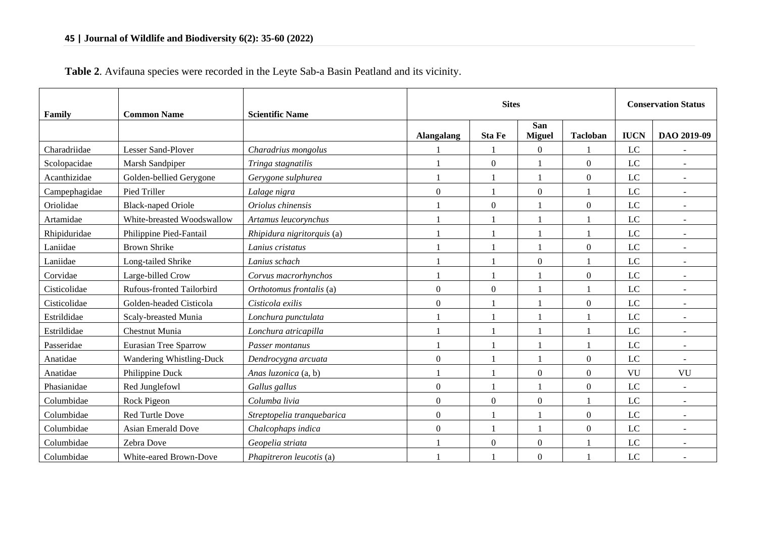**Table 2**. Avifauna species were recorded in the Leyte Sab-a Basin Peatland and its vicinity.

| Family | Common Name | Scientific Name | Sites | | | | Conservation Status | |
|---|---|---|---|---|---|---|---|---|
| | | | Alangalang | Sta Fe | San Miguel | Tacloban | IUCN | DAO 2019-09 |
| Charadriidae | Lesser Sand-Plover | *Charadrius mongolus* | 1 | 1 | 0 | 1 | LC | - |
| Scolopacidae | Marsh Sandpiper | *Tringa stagnatilis* | 1 | 0 | 1 | 0 | LC | - |
| Acanthizidae | Golden-bellied Gerygone | *Gerygone sulphurea* | 1 | 1 | 1 | 0 | LC | - |
| Campephagidae | Pied Triller | *Lalage nigra* | 0 | 1 | 0 | 1 | LC | - |
| Oriolidae | Black-naped Oriole | *Oriolus chinensis* | 1 | 0 | 1 | 0 | LC | - |
| Artamidae | White-breasted Woodswallow | *Artamus leucorynchus* | 1 | 1 | 1 | 1 | LC | - |
| Rhipiduridae | Philippine Pied-Fantail | *Rhipidura nigritorquis* (a) | 1 | 1 | 1 | 1 | LC | - |
| Laniidae | Brown Shrike | *Lanius cristatus* | 1 | 1 | 1 | 0 | LC | - |
| Laniidae | Long-tailed Shrike | *Lanius schach* | 1 | 1 | 0 | 1 | LC | - |
| Corvidae | Large-billed Crow | *Corvus macrorhynchos* | 1 | 1 | 1 | 0 | LC | - |
| Cisticolidae | Rufous-fronted Tailorbird | *Orthotomus frontalis* (a) | 0 | 0 | 1 | 1 | LC | - |
| Cisticolidae | Golden-headed Cisticola | *Cisticola exilis* | 0 | 1 | 1 | 0 | LC | - |
| Estrildidae | Scaly-breasted Munia | *Lonchura punctulata* | 1 | 1 | 1 | 1 | LC | - |
| Estrildidae | Chestnut Munia | *Lonchura atricapilla* | 1 | 1 | 1 | 1 | LC | - |
| Passeridae | Eurasian Tree Sparrow | *Passer montanus* | 1 | 1 | 1 | 1 | LC | - |
| Anatidae | Wandering Whistling-Duck | *Dendrocygna arcuata* | 0 | 1 | 1 | 0 | LC | - |
| Anatidae | Philippine Duck | *Anas luzonica* (a, b) | 1 | 1 | 0 | 0 | VU | VU |
| Phasianidae | Red Junglefowl | *Gallus gallus* | 0 | 1 | 1 | 0 | LC | - |
| Columbidae | Rock Pigeon | *Columba livia* | 0 | 0 | 0 | 1 | LC | - |
| Columbidae | Red Turtle Dove | *Streptopelia tranquebarica* | 0 | 1 | 1 | 0 | LC | - |
| Columbidae | Asian Emerald Dove | *Chalcophaps indica* | 0 | 1 | 1 | 0 | LC | - |
| Columbidae | Zebra Dove | *Geopelia striata* | 1 | 0 | 0 | 1 | LC | - |
| Columbidae | White-eared Brown-Dove | *Phapitreron leucotis* (a) | 1 | 1 | 0 | 1 | LC | - |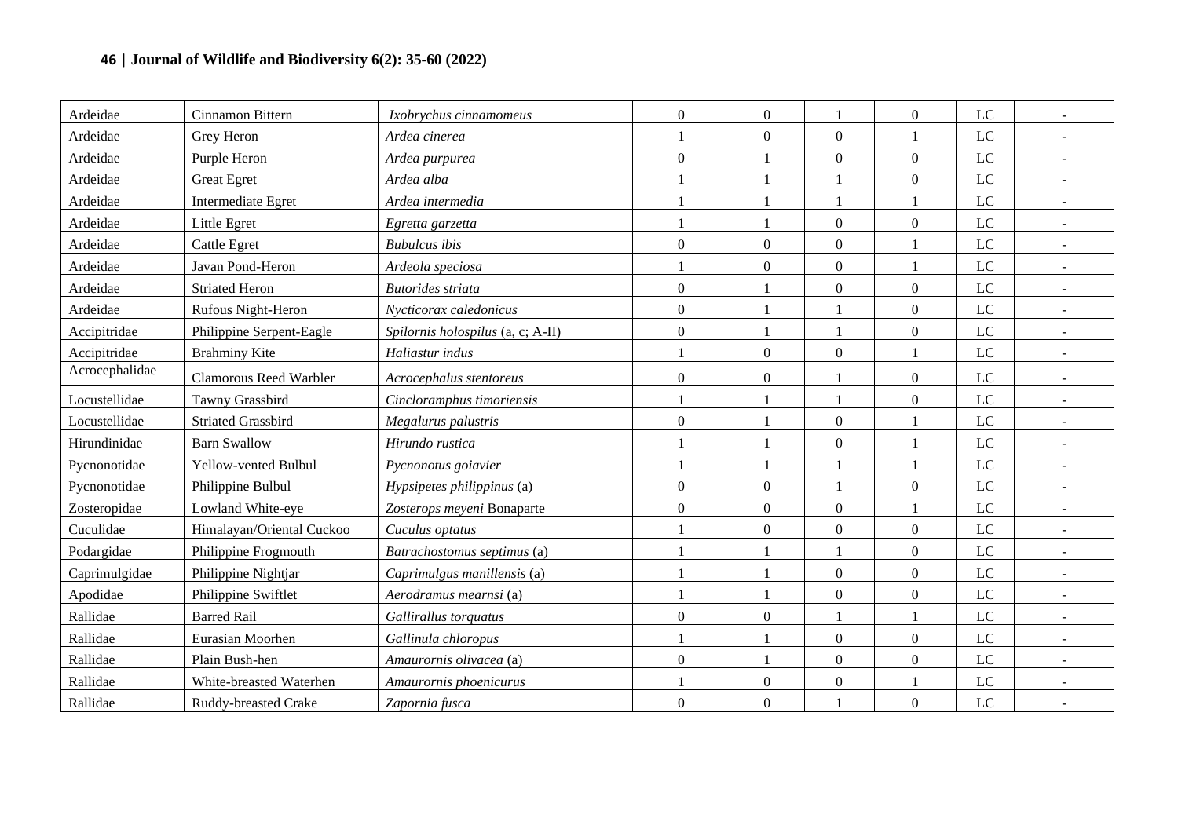| | | | | | | | | |
|---|---|---|---|---|---|---|---|---|
| Ardeidae | Cinnamon Bittern | *Ixobrychus cinnamomeus* | 0 | 0 | 1 | 0 | LC | - |
| Ardeidae | Grey Heron | *Ardea cinerea* | 1 | 0 | 0 | 1 | LC | - |
| Ardeidae | Purple Heron | *Ardea purpurea* | 0 | 1 | 0 | 0 | LC | - |
| Ardeidae | Great Egret | *Ardea alba* | 1 | 1 | 1 | 0 | LC | - |
| Ardeidae | Intermediate Egret | *Ardea intermedia* | 1 | 1 | 1 | 1 | LC | - |
| Ardeidae | Little Egret | *Egretta garzetta* | 1 | 1 | 0 | 0 | LC | - |
| Ardeidae | Cattle Egret | *Bubulcus ibis* | 0 | 0 | 0 | 1 | LC | - |
| Ardeidae | Javan Pond-Heron | *Ardeola speciosa* | 1 | 0 | 0 | 1 | LC | - |
| Ardeidae | Striated Heron | *Butorides striata* | 0 | 1 | 0 | 0 | LC | - |
| Ardeidae | Rufous Night-Heron | *Nycticorax caledonicus* | 0 | 1 | 1 | 0 | LC | - |
| Accipitridae | Philippine Serpent-Eagle | *Spilornis holospilus* (a, c; A-II) | 0 | 1 | 1 | 0 | LC | - |
| Accipitridae | Brahminy Kite | *Haliastur indus* | 1 | 0 | 0 | 1 | LC | - |
| Acrocephalidae | Clamorous Reed Warbler | *Acrocephalus stentoreus* | 0 | 0 | 1 | 0 | LC | - |
| Locustellidae | Tawny Grassbird | *Cincloramphus timoriensis* | 1 | 1 | 1 | 0 | LC | - |
| Locustellidae | Striated Grassbird | *Megalurus palustris* | 0 | 1 | 0 | 1 | LC | - |
| Hirundinidae | Barn Swallow | *Hirundo rustica* | 1 | 1 | 0 | 1 | LC | - |
| Pycnonotidae | Yellow-vented Bulbul | *Pycnonotus goiavier* | 1 | 1 | 1 | 1 | LC | - |
| Pycnonotidae | Philippine Bulbul | *Hypsipetes philippinus* (a) | 0 | 0 | 1 | 0 | LC | - |
| Zosteropidae | Lowland White-eye | *Zosterops meyeni* Bonaparte | 0 | 0 | 0 | 1 | LC | - |
| Cuculidae | Himalayan/Oriental Cuckoo | *Cuculus optatus* | 1 | 0 | 0 | 0 | LC | - |
| Podargidae | Philippine Frogmouth | *Batrachostomus septimus* (a) | 1 | 1 | 1 | 0 | LC | - |
| Caprimulgidae | Philippine Nightjar | *Caprimulgus manillensis* (a) | 1 | 1 | 0 | 0 | LC | - |
| Apodidae | Philippine Swiftlet | *Aerodramus mearnsi* (a) | 1 | 1 | 0 | 0 | LC | - |
| Rallidae | Barred Rail | *Gallirallus torquatus* | 0 | 0 | 1 | 1 | LC | - |
| Rallidae | Eurasian Moorhen | *Gallinula chloropus* | 1 | 1 | 0 | 0 | LC | - |
| Rallidae | Plain Bush-hen | *Amaurornis olivacea* (a) | 0 | 1 | 0 | 0 | LC | - |
| Rallidae | White-breasted Waterhen | *Amaurornis phoenicurus* | 1 | 0 | 0 | 1 | LC | - |
| Rallidae | Ruddy-breasted Crake | *Zapornia fusca* | 0 | 0 | 1 | 0 | LC | - |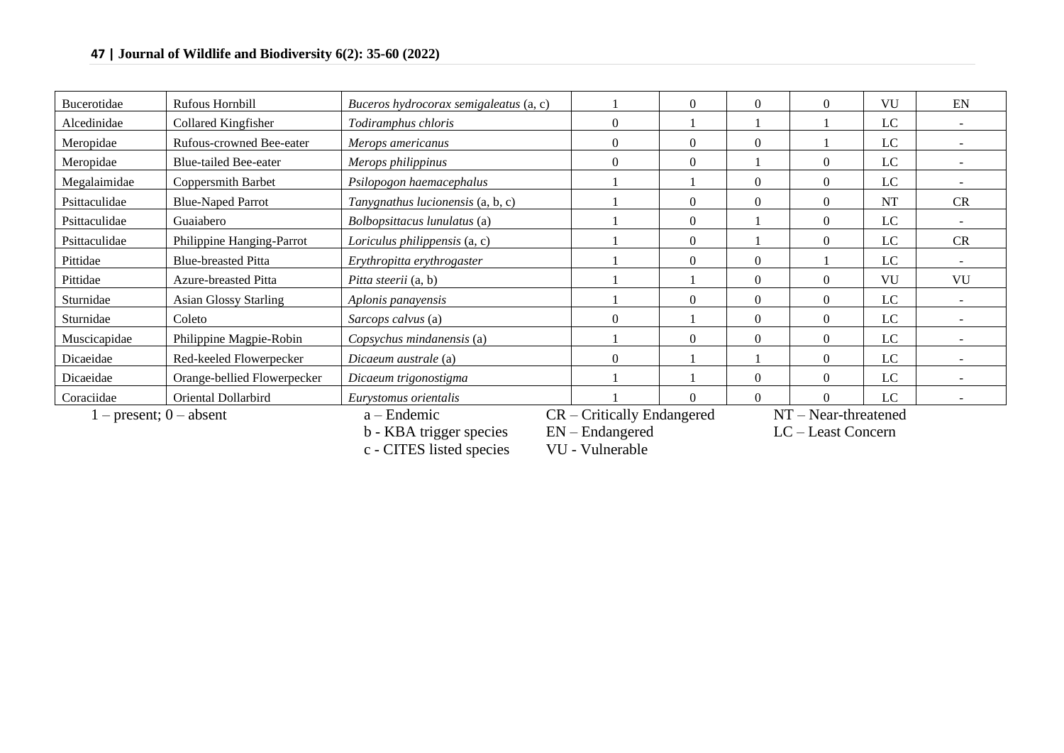| | | | | | | | | |
|---|---|---|---|---|---|---|---|---|
| Bucerotidae | Rufous Hornbill | *Buceros hydrocorax semigaleatus* (a, c) | 1 | 0 | 0 | 0 | VU | EN |
| Alcedinidae | Collared Kingfisher | *Todiramphus chloris* | 0 | 1 | 1 | 1 | LC | - |
| Meropidae | Rufous-crowned Bee-eater | *Merops americanus* | 0 | 0 | 0 | 1 | LC | - |
| Meropidae | Blue-tailed Bee-eater | *Merops philippinus* | 0 | 0 | 1 | 0 | LC | - |
| Megalaimidae | Coppersmith Barbet | *Psilopogon haemacephalus* | 1 | 1 | 0 | 0 | LC | - |
| Psittaculidae | Blue-Naped Parrot | *Tanygnathus lucionensis* (a, b, c) | 1 | 0 | 0 | 0 | NT | CR |
| Psittaculidae | Guaiabero | *Bolbopsittacus lunulatus* (a) | 1 | 0 | 1 | 0 | LC | - |
| Psittaculidae | Philippine Hanging-Parrot | *Loriculus philippensis* (a, c) | 1 | 0 | 1 | 0 | LC | CR |
| Pittidae | Blue-breasted Pitta | *Erythropitta erythrogaster* | 1 | 0 | 0 | 1 | LC | - |
| Pittidae | Azure-breasted Pitta | *Pitta steerii* (a, b) | 1 | 1 | 0 | 0 | VU | VU |
| Sturnidae | Asian Glossy Starling | *Aplonis panayensis* | 1 | 0 | 0 | 0 | LC | - |
| Sturnidae | Coleto | *Sarcops calvus* (a) | 0 | 1 | 0 | 0 | LC | - |
| Muscicapidae | Philippine Magpie-Robin | *Copsychus mindanensis* (a) | 1 | 0 | 0 | 0 | LC | - |
| Dicaeidae | Red-keeled Flowerpecker | *Dicaeum australe* (a) | 0 | 1 | 1 | 0 | LC | - |
| Dicaeidae | Orange-bellied Flowerpecker | *Dicaeum trigonostigma* | 1 | 1 | 0 | 0 | LC | - |
| Coraciidae | Oriental Dollarbird | *Eurystomus orientalis* | 1 | 0 | 0 | 0 | LC | - |

1 – present; 0 – absent
a – Endemic
b - KBA trigger species
c - CITES listed species
CR – Critically Endangered
EN – Endangered
VU - Vulnerable
NT – Near-threatened
LC – Least Concern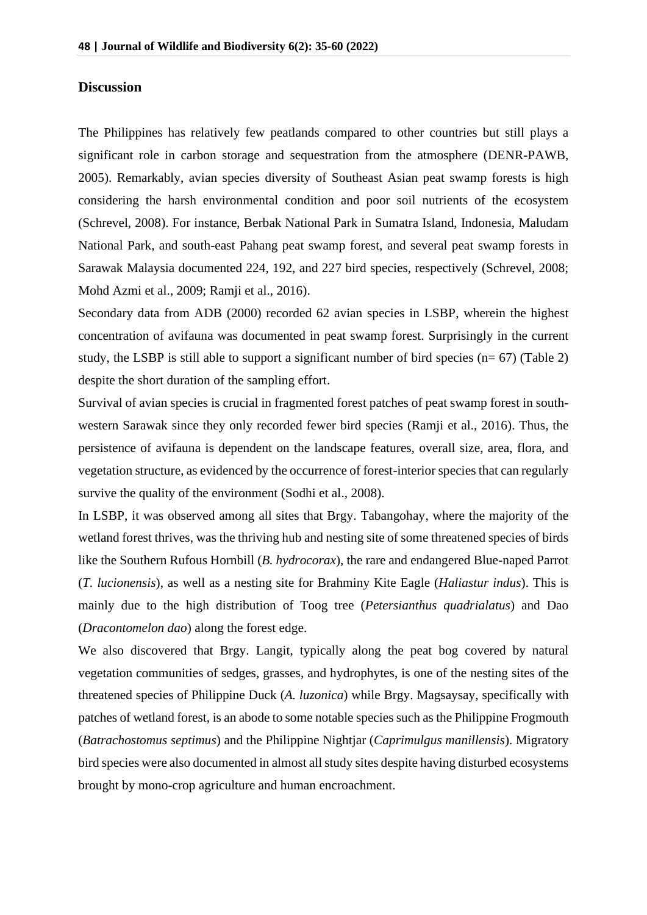## Discussion

The Philippines has relatively few peatlands compared to other countries but still plays a significant role in carbon storage and sequestration from the atmosphere (DENR-PAWB, 2005). Remarkably, avian species diversity of Southeast Asian peat swamp forests is high considering the harsh environmental condition and poor soil nutrients of the ecosystem (Schrevel, 2008). For instance, Berbak National Park in Sumatra Island, Indonesia, Maludam National Park, and south-east Pahang peat swamp forest, and several peat swamp forests in Sarawak Malaysia documented 224, 192, and 227 bird species, respectively (Schrevel, 2008; Mohd Azmi et al., 2009; Ramji et al., 2016).

Secondary data from ADB (2000) recorded 62 avian species in LSBP, wherein the highest concentration of avifauna was documented in peat swamp forest. Surprisingly in the current study, the LSBP is still able to support a significant number of bird species (n= 67) (Table 2) despite the short duration of the sampling effort.

Survival of avian species is crucial in fragmented forest patches of peat swamp forest in south-western Sarawak since they only recorded fewer bird species (Ramji et al., 2016). Thus, the persistence of avifauna is dependent on the landscape features, overall size, area, flora, and vegetation structure, as evidenced by the occurrence of forest-interior species that can regularly survive the quality of the environment (Sodhi et al., 2008).

In LSBP, it was observed among all sites that Brgy. Tabangohay, where the majority of the wetland forest thrives, was the thriving hub and nesting site of some threatened species of birds like the Southern Rufous Hornbill (*B. hydrocorax*), the rare and endangered Blue-naped Parrot (*T. lucionensis*), as well as a nesting site for Brahminy Kite Eagle (*Haliastur indus*). This is mainly due to the high distribution of Toog tree (*Petersianthus quadrialatus*) and Dao (*Dracontomelon dao*) along the forest edge.

We also discovered that Brgy. Langit, typically along the peat bog covered by natural vegetation communities of sedges, grasses, and hydrophytes, is one of the nesting sites of the threatened species of Philippine Duck (*A. luzonica*) while Brgy. Magsaysay, specifically with patches of wetland forest, is an abode to some notable species such as the Philippine Frogmouth (*Batrachostomus septimus*) and the Philippine Nightjar (*Caprimulgus manillensis*). Migratory bird species were also documented in almost all study sites despite having disturbed ecosystems brought by mono-crop agriculture and human encroachment.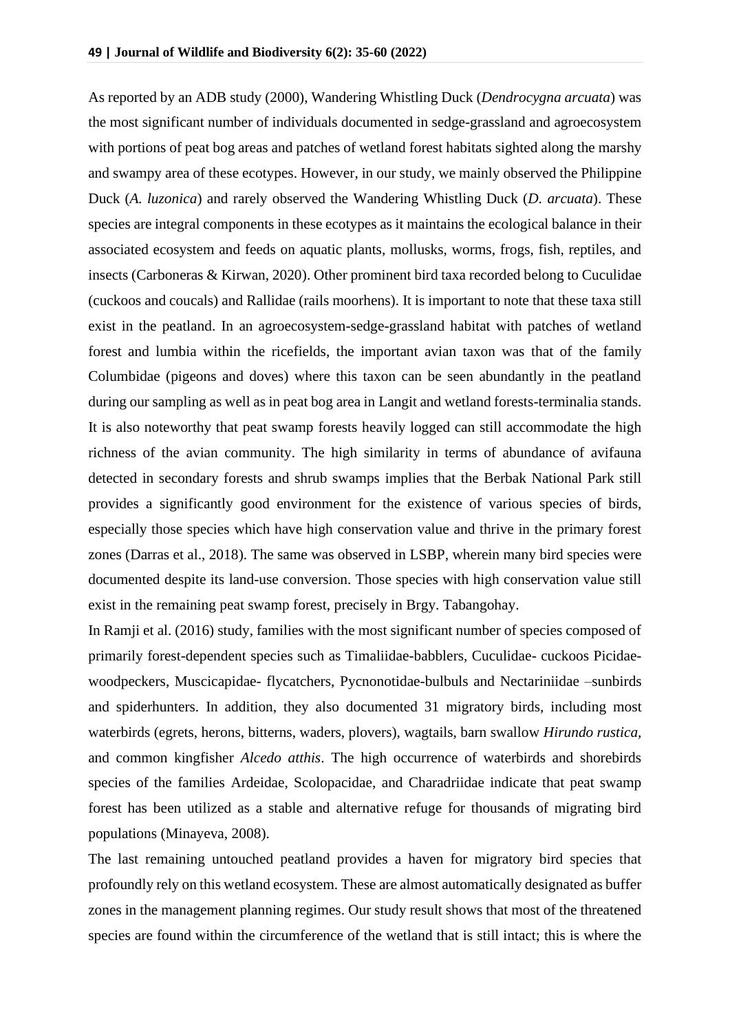As reported by an ADB study (2000), Wandering Whistling Duck (*Dendrocygna arcuata*) was the most significant number of individuals documented in sedge-grassland and agroecosystem with portions of peat bog areas and patches of wetland forest habitats sighted along the marshy and swampy area of these ecotypes. However, in our study, we mainly observed the Philippine Duck (*A. luzonica*) and rarely observed the Wandering Whistling Duck (*D. arcuata*). These species are integral components in these ecotypes as it maintains the ecological balance in their associated ecosystem and feeds on aquatic plants, mollusks, worms, frogs, fish, reptiles, and insects (Carboneras & Kirwan, 2020). Other prominent bird taxa recorded belong to Cuculidae (cuckoos and coucals) and Rallidae (rails moorhens). It is important to note that these taxa still exist in the peatland. In an agroecosystem-sedge-grassland habitat with patches of wetland forest and lumbia within the ricefields, the important avian taxon was that of the family Columbidae (pigeons and doves) where this taxon can be seen abundantly in the peatland during our sampling as well as in peat bog area in Langit and wetland forests-terminalia stands. It is also noteworthy that peat swamp forests heavily logged can still accommodate the high richness of the avian community. The high similarity in terms of abundance of avifauna detected in secondary forests and shrub swamps implies that the Berbak National Park still provides a significantly good environment for the existence of various species of birds, especially those species which have high conservation value and thrive in the primary forest zones (Darras et al., 2018). The same was observed in LSBP, wherein many bird species were documented despite its land-use conversion. Those species with high conservation value still exist in the remaining peat swamp forest, precisely in Brgy. Tabangohay.

In Ramji et al. (2016) study, families with the most significant number of species composed of primarily forest-dependent species such as Timaliidae-babblers, Cuculidae- cuckoos Picidae-woodpeckers, Muscicapidae- flycatchers, Pycnonotidae-bulbuls and Nectariniidae –sunbirds and spiderhunters. In addition, they also documented 31 migratory birds, including most waterbirds (egrets, herons, bitterns, waders, plovers), wagtails, barn swallow *Hirundo rustica,* and common kingfisher *Alcedo atthis*. The high occurrence of waterbirds and shorebirds species of the families Ardeidae, Scolopacidae, and Charadriidae indicate that peat swamp forest has been utilized as a stable and alternative refuge for thousands of migrating bird populations (Minayeva, 2008).

The last remaining untouched peatland provides a haven for migratory bird species that profoundly rely on this wetland ecosystem. These are almost automatically designated as buffer zones in the management planning regimes. Our study result shows that most of the threatened species are found within the circumference of the wetland that is still intact; this is where the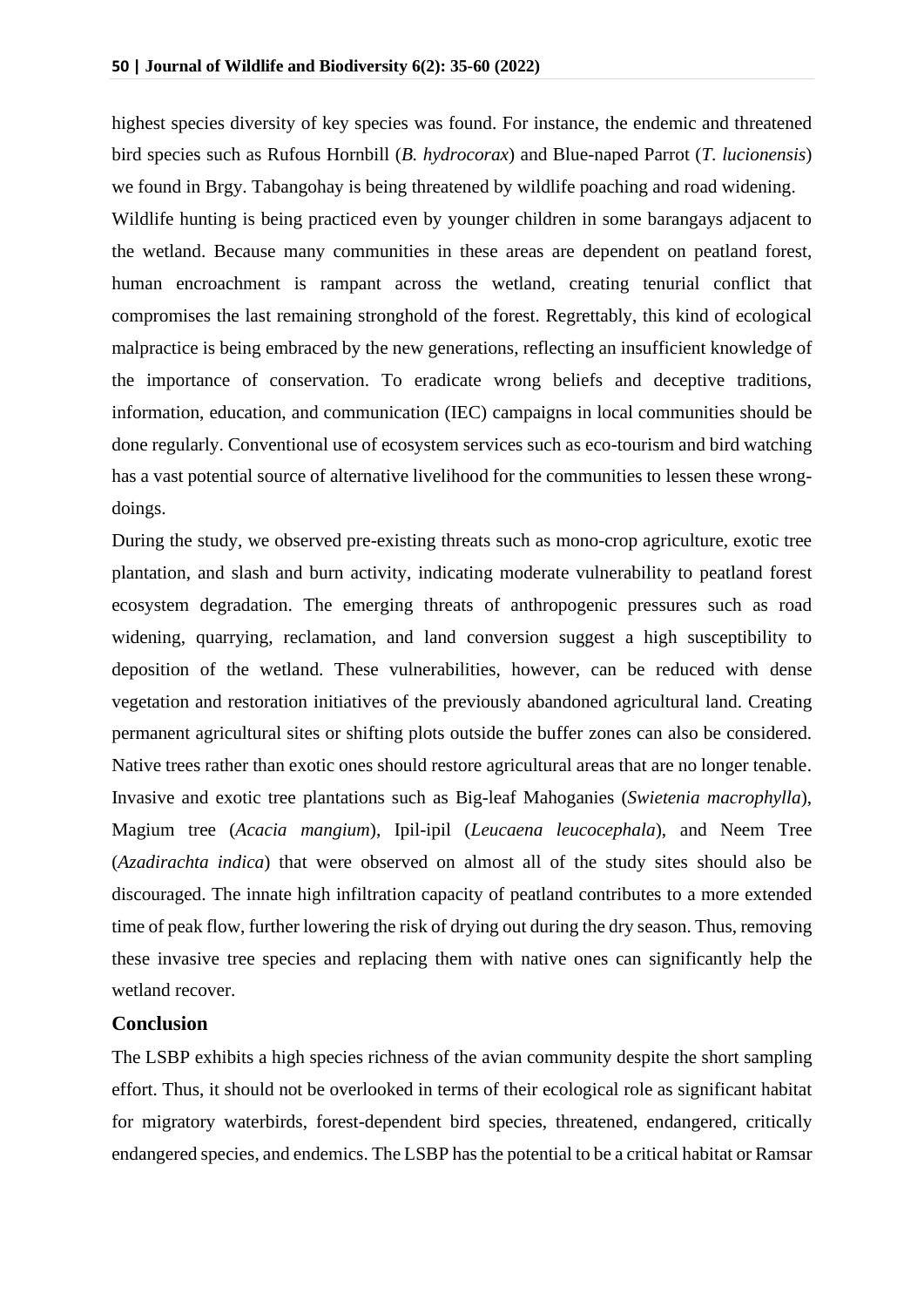highest species diversity of key species was found. For instance, the endemic and threatened bird species such as Rufous Hornbill (*B. hydrocorax*) and Blue-naped Parrot (*T. lucionensis*) we found in Brgy. Tabangohay is being threatened by wildlife poaching and road widening.

Wildlife hunting is being practiced even by younger children in some barangays adjacent to the wetland. Because many communities in these areas are dependent on peatland forest, human encroachment is rampant across the wetland, creating tenurial conflict that compromises the last remaining stronghold of the forest. Regrettably, this kind of ecological malpractice is being embraced by the new generations, reflecting an insufficient knowledge of the importance of conservation. To eradicate wrong beliefs and deceptive traditions, information, education, and communication (IEC) campaigns in local communities should be done regularly. Conventional use of ecosystem services such as eco-tourism and bird watching has a vast potential source of alternative livelihood for the communities to lessen these wrong-doings.

During the study, we observed pre-existing threats such as mono-crop agriculture, exotic tree plantation, and slash and burn activity, indicating moderate vulnerability to peatland forest ecosystem degradation. The emerging threats of anthropogenic pressures such as road widening, quarrying, reclamation, and land conversion suggest a high susceptibility to deposition of the wetland. These vulnerabilities, however, can be reduced with dense vegetation and restoration initiatives of the previously abandoned agricultural land. Creating permanent agricultural sites or shifting plots outside the buffer zones can also be considered. Native trees rather than exotic ones should restore agricultural areas that are no longer tenable. Invasive and exotic tree plantations such as Big-leaf Mahoganies (*Swietenia macrophylla*), Magium tree (*Acacia mangium*), Ipil-ipil (*Leucaena leucocephala*), and Neem Tree (*Azadirachta indica*) that were observed on almost all of the study sites should also be discouraged. The innate high infiltration capacity of peatland contributes to a more extended time of peak flow, further lowering the risk of drying out during the dry season. Thus, removing these invasive tree species and replacing them with native ones can significantly help the wetland recover.

## Conclusion

The LSBP exhibits a high species richness of the avian community despite the short sampling effort. Thus, it should not be overlooked in terms of their ecological role as significant habitat for migratory waterbirds, forest-dependent bird species, threatened, endangered, critically endangered species, and endemics. The LSBP has the potential to be a critical habitat or Ramsar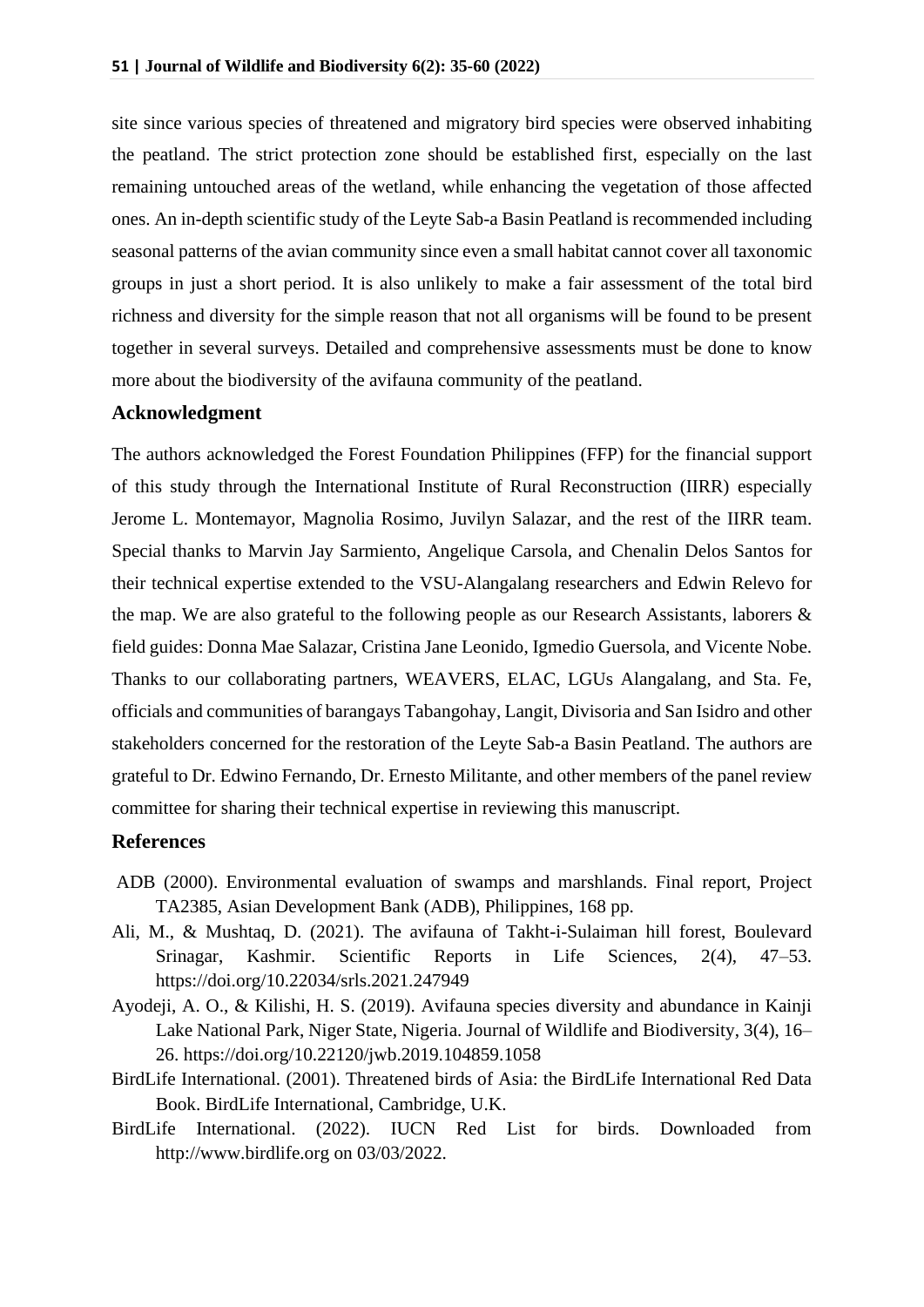site since various species of threatened and migratory bird species were observed inhabiting the peatland. The strict protection zone should be established first, especially on the last remaining untouched areas of the wetland, while enhancing the vegetation of those affected ones. An in-depth scientific study of the Leyte Sab-a Basin Peatland is recommended including seasonal patterns of the avian community since even a small habitat cannot cover all taxonomic groups in just a short period. It is also unlikely to make a fair assessment of the total bird richness and diversity for the simple reason that not all organisms will be found to be present together in several surveys. Detailed and comprehensive assessments must be done to know more about the biodiversity of the avifauna community of the peatland.

## Acknowledgment

The authors acknowledged the Forest Foundation Philippines (FFP) for the financial support of this study through the International Institute of Rural Reconstruction (IIRR) especially Jerome L. Montemayor, Magnolia Rosimo, Juvilyn Salazar, and the rest of the IIRR team. Special thanks to Marvin Jay Sarmiento, Angelique Carsola, and Chenalin Delos Santos for their technical expertise extended to the VSU-Alangalang researchers and Edwin Relevo for the map. We are also grateful to the following people as our Research Assistants, laborers & field guides: Donna Mae Salazar, Cristina Jane Leonido, Igmedio Guersola, and Vicente Nobe. Thanks to our collaborating partners, WEAVERS, ELAC, LGUs Alangalang, and Sta. Fe, officials and communities of barangays Tabangohay, Langit, Divisoria and San Isidro and other stakeholders concerned for the restoration of the Leyte Sab-a Basin Peatland. The authors are grateful to Dr. Edwino Fernando, Dr. Ernesto Militante, and other members of the panel review committee for sharing their technical expertise in reviewing this manuscript.

## References

ADB (2000). Environmental evaluation of swamps and marshlands. Final report, Project TA2385, Asian Development Bank (ADB), Philippines, 168 pp.

Ali, M., & Mushtaq, D. (2021). The avifauna of Takht-i-Sulaiman hill forest, Boulevard Srinagar, Kashmir. Scientific Reports in Life Sciences, 2(4), 47–53. https://doi.org/10.22034/srls.2021.247949

Ayodeji, A. O., & Kilishi, H. S. (2019). Avifauna species diversity and abundance in Kainji Lake National Park, Niger State, Nigeria. Journal of Wildlife and Biodiversity, 3(4), 16–26. https://doi.org/10.22120/jwb.2019.104859.1058

BirdLife International. (2001). Threatened birds of Asia: the BirdLife International Red Data Book. BirdLife International, Cambridge, U.K.

BirdLife International. (2022). IUCN Red List for birds. Downloaded from http://www.birdlife.org on 03/03/2022.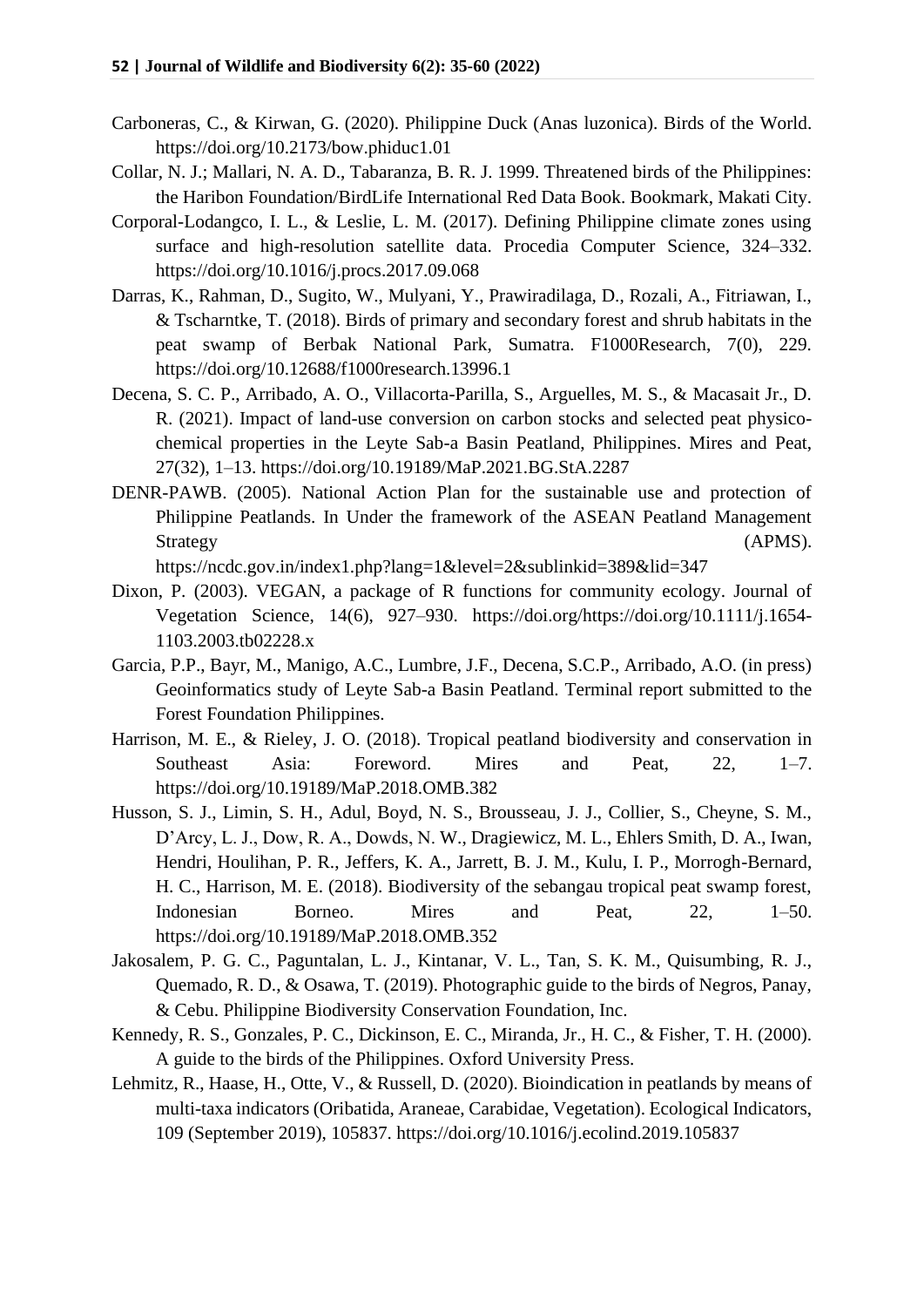Carboneras, C., & Kirwan, G. (2020). Philippine Duck (Anas luzonica). Birds of the World. https://doi.org/10.2173/bow.phiduc1.01

Collar, N. J.; Mallari, N. A. D., Tabaranza, B. R. J. 1999. Threatened birds of the Philippines: the Haribon Foundation/BirdLife International Red Data Book. Bookmark, Makati City.

Corporal-Lodangco, I. L., & Leslie, L. M. (2017). Defining Philippine climate zones using surface and high-resolution satellite data. Procedia Computer Science, 324–332. https://doi.org/10.1016/j.procs.2017.09.068

Darras, K., Rahman, D., Sugito, W., Mulyani, Y., Prawiradilaga, D., Rozali, A., Fitriawan, I., & Tscharntke, T. (2018). Birds of primary and secondary forest and shrub habitats in the peat swamp of Berbak National Park, Sumatra. F1000Research, 7(0), 229. https://doi.org/10.12688/f1000research.13996.1

Decena, S. C. P., Arribado, A. O., Villacorta-Parilla, S., Arguelles, M. S., & Macasait Jr., D. R. (2021). Impact of land-use conversion on carbon stocks and selected peat physico-chemical properties in the Leyte Sab-a Basin Peatland, Philippines. Mires and Peat, 27(32), 1–13. https://doi.org/10.19189/MaP.2021.BG.StA.2287

DENR-PAWB. (2005). National Action Plan for the sustainable use and protection of Philippine Peatlands. In Under the framework of the ASEAN Peatland Management Strategy (APMS). https://ncdc.gov.in/index1.php?lang=1&level=2&sublinkid=389&lid=347

Dixon, P. (2003). VEGAN, a package of R functions for community ecology. Journal of Vegetation Science, 14(6), 927–930. https://doi.org/https://doi.org/10.1111/j.1654-1103.2003.tb02228.x

Garcia, P.P., Bayr, M., Manigo, A.C., Lumbre, J.F., Decena, S.C.P., Arribado, A.O. (in press) Geoinformatics study of Leyte Sab-a Basin Peatland. Terminal report submitted to the Forest Foundation Philippines.

Harrison, M. E., & Rieley, J. O. (2018). Tropical peatland biodiversity and conservation in Southeast Asia: Foreword. Mires and Peat, 22, 1–7. https://doi.org/10.19189/MaP.2018.OMB.382

Husson, S. J., Limin, S. H., Adul, Boyd, N. S., Brousseau, J. J., Collier, S., Cheyne, S. M., D'Arcy, L. J., Dow, R. A., Dowds, N. W., Dragiewicz, M. L., Ehlers Smith, D. A., Iwan, Hendri, Houlihan, P. R., Jeffers, K. A., Jarrett, B. J. M., Kulu, I. P., Morrogh-Bernard, H. C., Harrison, M. E. (2018). Biodiversity of the sebangau tropical peat swamp forest, Indonesian Borneo. Mires and Peat, 22, 1–50. https://doi.org/10.19189/MaP.2018.OMB.352

Jakosalem, P. G. C., Paguntalan, L. J., Kintanar, V. L., Tan, S. K. M., Quisumbing, R. J., Quemado, R. D., & Osawa, T. (2019). Photographic guide to the birds of Negros, Panay, & Cebu. Philippine Biodiversity Conservation Foundation, Inc.

Kennedy, R. S., Gonzales, P. C., Dickinson, E. C., Miranda, Jr., H. C., & Fisher, T. H. (2000). A guide to the birds of the Philippines. Oxford University Press.

Lehmitz, R., Haase, H., Otte, V., & Russell, D. (2020). Bioindication in peatlands by means of multi-taxa indicators (Oribatida, Araneae, Carabidae, Vegetation). Ecological Indicators, 109 (September 2019), 105837. https://doi.org/10.1016/j.ecolind.2019.105837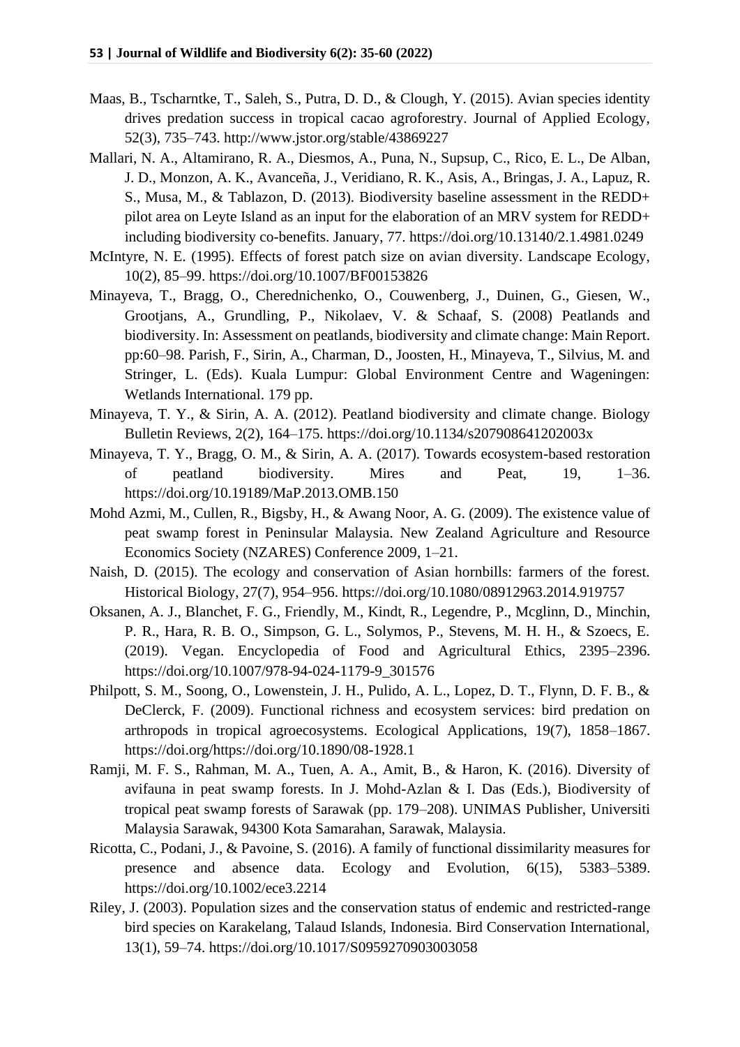Maas, B., Tscharntke, T., Saleh, S., Putra, D. D., & Clough, Y. (2015). Avian species identity drives predation success in tropical cacao agroforestry. Journal of Applied Ecology, 52(3), 735–743. http://www.jstor.org/stable/43869227

Mallari, N. A., Altamirano, R. A., Diesmos, A., Puna, N., Supsup, C., Rico, E. L., De Alban, J. D., Monzon, A. K., Avanceña, J., Veridiano, R. K., Asis, A., Bringas, J. A., Lapuz, R. S., Musa, M., & Tablazon, D. (2013). Biodiversity baseline assessment in the REDD+ pilot area on Leyte Island as an input for the elaboration of an MRV system for REDD+ including biodiversity co-benefits. January, 77. https://doi.org/10.13140/2.1.4981.0249

McIntyre, N. E. (1995). Effects of forest patch size on avian diversity. Landscape Ecology, 10(2), 85–99. https://doi.org/10.1007/BF00153826

Minayeva, T., Bragg, O., Cherednichenko, O., Couwenberg, J., Duinen, G., Giesen, W., Grootjans, A., Grundling, P., Nikolaev, V. & Schaaf, S. (2008) Peatlands and biodiversity. In: Assessment on peatlands, biodiversity and climate change: Main Report. pp:60–98. Parish, F., Sirin, A., Charman, D., Joosten, H., Minayeva, T., Silvius, M. and Stringer, L. (Eds). Kuala Lumpur: Global Environment Centre and Wageningen: Wetlands International. 179 pp.

Minayeva, T. Y., & Sirin, A. A. (2012). Peatland biodiversity and climate change. Biology Bulletin Reviews, 2(2), 164–175. https://doi.org/10.1134/s207908641202003x

Minayeva, T. Y., Bragg, O. M., & Sirin, A. A. (2017). Towards ecosystem-based restoration of peatland biodiversity. Mires and Peat, 19, 1–36. https://doi.org/10.19189/MaP.2013.OMB.150

Mohd Azmi, M., Cullen, R., Bigsby, H., & Awang Noor, A. G. (2009). The existence value of peat swamp forest in Peninsular Malaysia. New Zealand Agriculture and Resource Economics Society (NZARES) Conference 2009, 1–21.

Naish, D. (2015). The ecology and conservation of Asian hornbills: farmers of the forest. Historical Biology, 27(7), 954–956. https://doi.org/10.1080/08912963.2014.919757

Oksanen, A. J., Blanchet, F. G., Friendly, M., Kindt, R., Legendre, P., Mcglinn, D., Minchin, P. R., Hara, R. B. O., Simpson, G. L., Solymos, P., Stevens, M. H. H., & Szoecs, E. (2019). Vegan. Encyclopedia of Food and Agricultural Ethics, 2395–2396. https://doi.org/10.1007/978-94-024-1179-9_301576

Philpott, S. M., Soong, O., Lowenstein, J. H., Pulido, A. L., Lopez, D. T., Flynn, D. F. B., & DeClerck, F. (2009). Functional richness and ecosystem services: bird predation on arthropods in tropical agroecosystems. Ecological Applications, 19(7), 1858–1867. https://doi.org/https://doi.org/10.1890/08-1928.1

Ramji, M. F. S., Rahman, M. A., Tuen, A. A., Amit, B., & Haron, K. (2016). Diversity of avifauna in peat swamp forests. In J. Mohd-Azlan & I. Das (Eds.), Biodiversity of tropical peat swamp forests of Sarawak (pp. 179–208). UNIMAS Publisher, Universiti Malaysia Sarawak, 94300 Kota Samarahan, Sarawak, Malaysia.

Ricotta, C., Podani, J., & Pavoine, S. (2016). A family of functional dissimilarity measures for presence and absence data. Ecology and Evolution, 6(15), 5383–5389. https://doi.org/10.1002/ece3.2214

Riley, J. (2003). Population sizes and the conservation status of endemic and restricted-range bird species on Karakelang, Talaud Islands, Indonesia. Bird Conservation International, 13(1), 59–74. https://doi.org/10.1017/S0959270903003058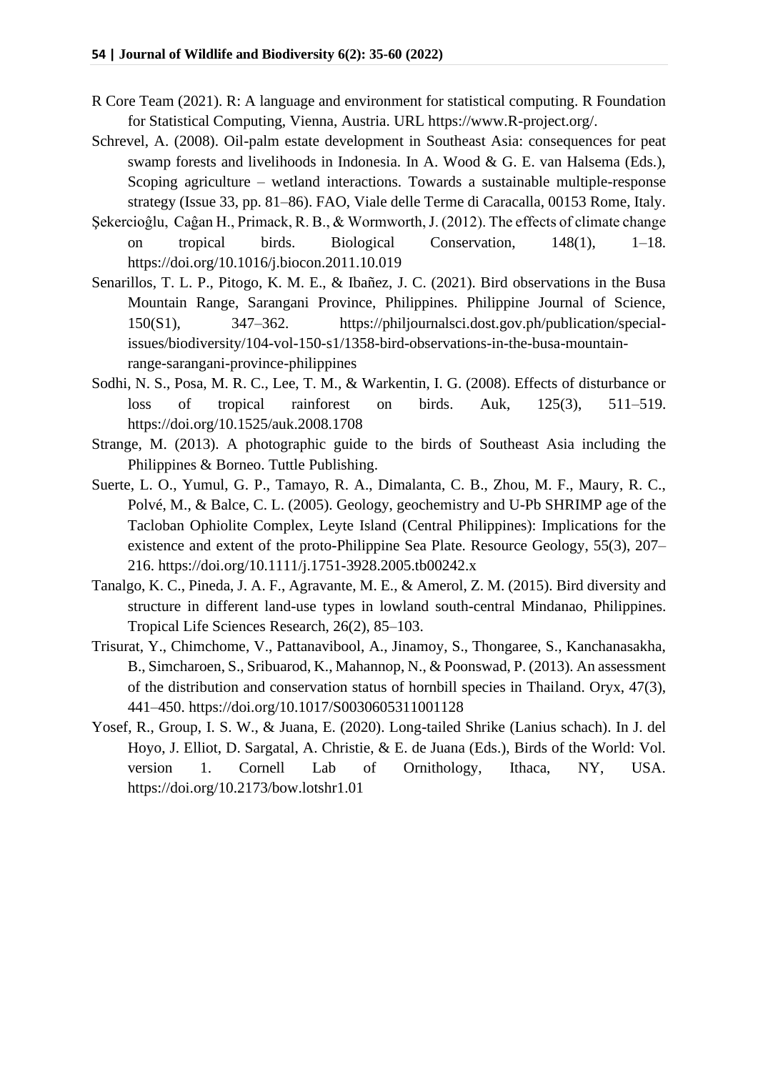R Core Team (2021). R: A language and environment for statistical computing. R Foundation for Statistical Computing, Vienna, Austria. URL https://www.R-project.org/.

Schrevel, A. (2008). Oil-palm estate development in Southeast Asia: consequences for peat swamp forests and livelihoods in Indonesia. In A. Wood & G. E. van Halsema (Eds.), Scoping agriculture – wetland interactions. Towards a sustainable multiple-response strategy (Issue 33, pp. 81–86). FAO, Viale delle Terme di Caracalla, 00153 Rome, Italy.

Şekercioĝlu, Caĝan H., Primack, R. B., & Wormworth, J. (2012). The effects of climate change on tropical birds. Biological Conservation, 148(1), 1–18. https://doi.org/10.1016/j.biocon.2011.10.019

Senarillos, T. L. P., Pitogo, K. M. E., & Ibañez, J. C. (2021). Bird observations in the Busa Mountain Range, Sarangani Province, Philippines. Philippine Journal of Science, 150(S1), 347–362. https://philjournalsci.dost.gov.ph/publication/special-issues/biodiversity/104-vol-150-s1/1358-bird-observations-in-the-busa-mountain-range-sarangani-province-philippines

Sodhi, N. S., Posa, M. R. C., Lee, T. M., & Warkentin, I. G. (2008). Effects of disturbance or loss of tropical rainforest on birds. Auk, 125(3), 511–519. https://doi.org/10.1525/auk.2008.1708

Strange, M. (2013). A photographic guide to the birds of Southeast Asia including the Philippines & Borneo. Tuttle Publishing.

Suerte, L. O., Yumul, G. P., Tamayo, R. A., Dimalanta, C. B., Zhou, M. F., Maury, R. C., Polvé, M., & Balce, C. L. (2005). Geology, geochemistry and U-Pb SHRIMP age of the Tacloban Ophiolite Complex, Leyte Island (Central Philippines): Implications for the existence and extent of the proto-Philippine Sea Plate. Resource Geology, 55(3), 207–216. https://doi.org/10.1111/j.1751-3928.2005.tb00242.x

Tanalgo, K. C., Pineda, J. A. F., Agravante, M. E., & Amerol, Z. M. (2015). Bird diversity and structure in different land-use types in lowland south-central Mindanao, Philippines. Tropical Life Sciences Research, 26(2), 85–103.

Trisurat, Y., Chimchome, V., Pattanavibool, A., Jinamoy, S., Thongaree, S., Kanchanasakha, B., Simcharoen, S., Sribuarod, K., Mahannop, N., & Poonswad, P. (2013). An assessment of the distribution and conservation status of hornbill species in Thailand. Oryx, 47(3), 441–450. https://doi.org/10.1017/S0030605311001128

Yosef, R., Group, I. S. W., & Juana, E. (2020). Long-tailed Shrike (Lanius schach). In J. del Hoyo, J. Elliot, D. Sargatal, A. Christie, & E. de Juana (Eds.), Birds of the World: Vol. version 1. Cornell Lab of Ornithology, Ithaca, NY, USA. https://doi.org/10.2173/bow.lotshr1.01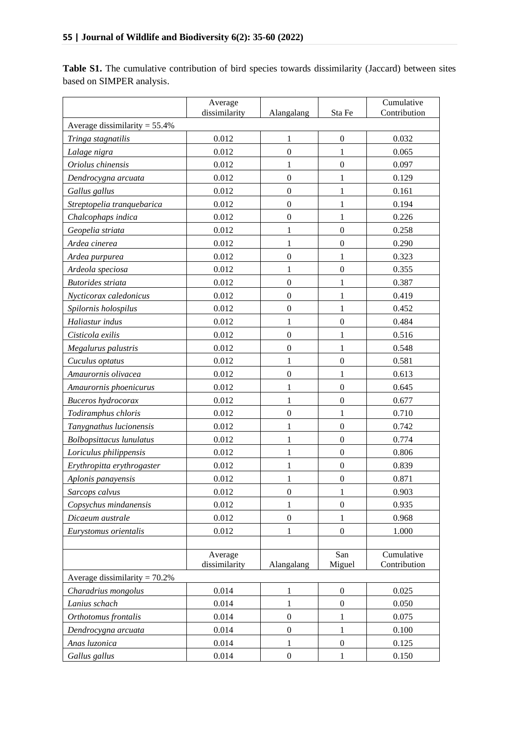**Table S1.** The cumulative contribution of bird species towards dissimilarity (Jaccard) between sites based on SIMPER analysis.

| | Average dissimilarity | Alangalang | Sta Fe | Cumulative Contribution |
|---|---|---|---|---|
| Average dissimilarity = 55.4% | | | | |
| *Tringa stagnatilis* | 0.012 | 1 | 0 | 0.032 |
| *Lalage nigra* | 0.012 | 0 | 1 | 0.065 |
| *Oriolus chinensis* | 0.012 | 1 | 0 | 0.097 |
| *Dendrocygna arcuata* | 0.012 | 0 | 1 | 0.129 |
| *Gallus gallus* | 0.012 | 0 | 1 | 0.161 |
| *Streptopelia tranquebarica* | 0.012 | 0 | 1 | 0.194 |
| *Chalcophaps indica* | 0.012 | 0 | 1 | 0.226 |
| *Geopelia striata* | 0.012 | 1 | 0 | 0.258 |
| *Ardea cinerea* | 0.012 | 1 | 0 | 0.290 |
| *Ardea purpurea* | 0.012 | 0 | 1 | 0.323 |
| *Ardeola speciosa* | 0.012 | 1 | 0 | 0.355 |
| *Butorides striata* | 0.012 | 0 | 1 | 0.387 |
| *Nycticorax caledonicus* | 0.012 | 0 | 1 | 0.419 |
| *Spilornis holospilus* | 0.012 | 0 | 1 | 0.452 |
| *Haliastur indus* | 0.012 | 1 | 0 | 0.484 |
| *Cisticola exilis* | 0.012 | 0 | 1 | 0.516 |
| *Megalurus palustris* | 0.012 | 0 | 1 | 0.548 |
| *Cuculus optatus* | 0.012 | 1 | 0 | 0.581 |
| *Amaurornis olivacea* | 0.012 | 0 | 1 | 0.613 |
| *Amaurornis phoenicurus* | 0.012 | 1 | 0 | 0.645 |
| *Buceros hydrocorax* | 0.012 | 1 | 0 | 0.677 |
| *Todiramphus chloris* | 0.012 | 0 | 1 | 0.710 |
| *Tanygnathus lucionensis* | 0.012 | 1 | 0 | 0.742 |
| *Bolbopsittacus lunulatus* | 0.012 | 1 | 0 | 0.774 |
| *Loriculus philippensis* | 0.012 | 1 | 0 | 0.806 |
| *Erythropitta erythrogaster* | 0.012 | 1 | 0 | 0.839 |
| *Aplonis panayensis* | 0.012 | 1 | 0 | 0.871 |
| *Sarcops calvus* | 0.012 | 0 | 1 | 0.903 |
| *Copsychus mindanensis* | 0.012 | 1 | 0 | 0.935 |
| *Dicaeum australe* | 0.012 | 0 | 1 | 0.968 |
| *Eurystomus orientalis* | 0.012 | 1 | 0 | 1.000 |
| | | | | |
| | Average dissimilarity | Alangalang | San Miguel | Cumulative Contribution |
| Average dissimilarity = 70.2% | | | | |
| *Charadrius mongolus* | 0.014 | 1 | 0 | 0.025 |
| *Lanius schach* | 0.014 | 1 | 0 | 0.050 |
| *Orthotomus frontalis* | 0.014 | 0 | 1 | 0.075 |
| *Dendrocygna arcuata* | 0.014 | 0 | 1 | 0.100 |
| *Anas luzonica* | 0.014 | 1 | 0 | 0.125 |
| *Gallus gallus* | 0.014 | 0 | 1 | 0.150 |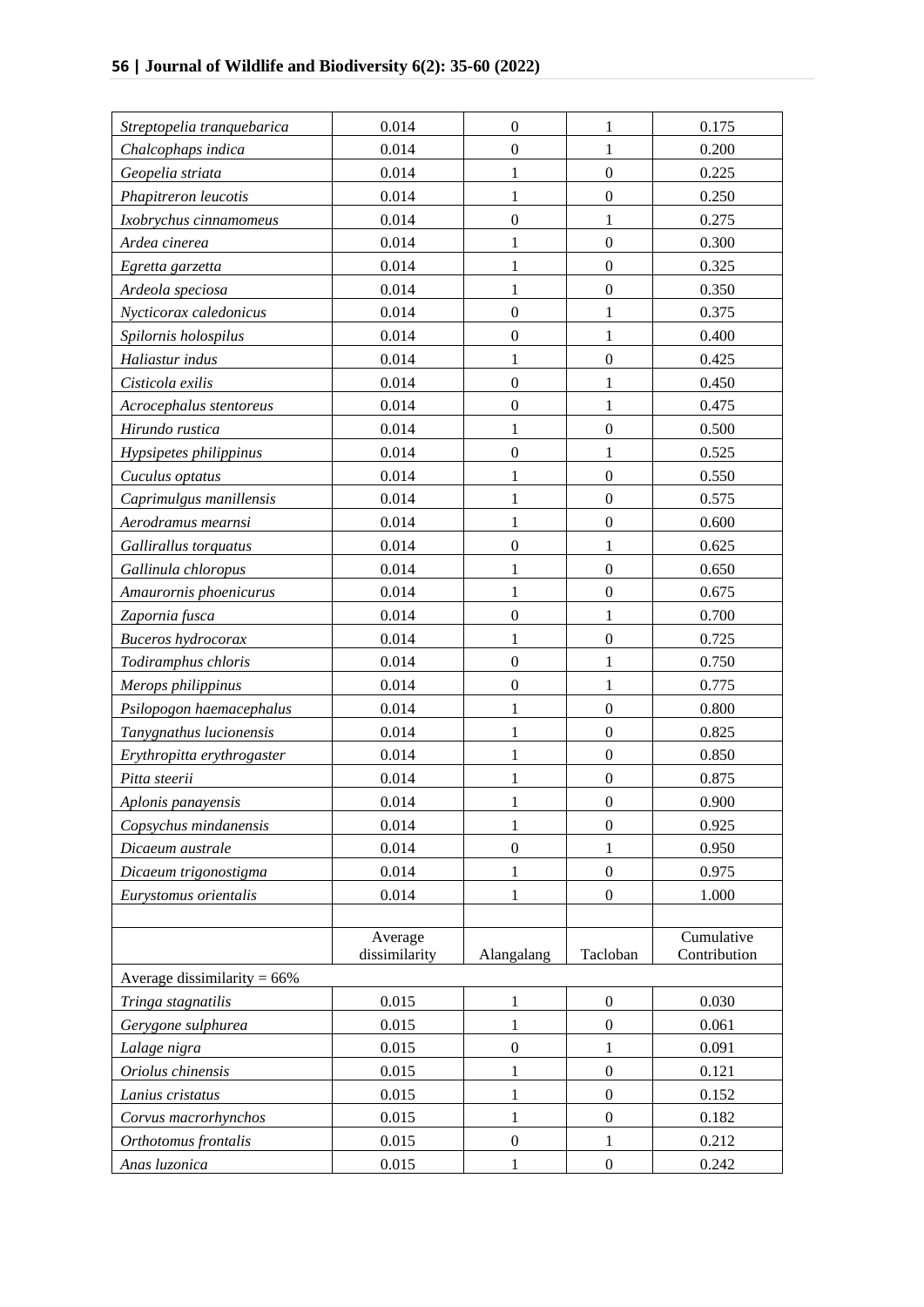| | | | | |
|---|---|---|---|---|
| *Streptopelia tranquebarica* | 0.014 | 0 | 1 | 0.175 |
| *Chalcophaps indica* | 0.014 | 0 | 1 | 0.200 |
| *Geopelia striata* | 0.014 | 1 | 0 | 0.225 |
| *Phapitreron leucotis* | 0.014 | 1 | 0 | 0.250 |
| *Ixobrychus cinnamomeus* | 0.014 | 0 | 1 | 0.275 |
| *Ardea cinerea* | 0.014 | 1 | 0 | 0.300 |
| *Egretta garzetta* | 0.014 | 1 | 0 | 0.325 |
| *Ardeola speciosa* | 0.014 | 1 | 0 | 0.350 |
| *Nycticorax caledonicus* | 0.014 | 0 | 1 | 0.375 |
| *Spilornis holospilus* | 0.014 | 0 | 1 | 0.400 |
| *Haliastur indus* | 0.014 | 1 | 0 | 0.425 |
| *Cisticola exilis* | 0.014 | 0 | 1 | 0.450 |
| *Acrocephalus stentoreus* | 0.014 | 0 | 1 | 0.475 |
| *Hirundo rustica* | 0.014 | 1 | 0 | 0.500 |
| *Hypsipetes philippinus* | 0.014 | 0 | 1 | 0.525 |
| *Cuculus optatus* | 0.014 | 1 | 0 | 0.550 |
| *Caprimulgus manillensis* | 0.014 | 1 | 0 | 0.575 |
| *Aerodramus mearnsi* | 0.014 | 1 | 0 | 0.600 |
| *Gallirallus torquatus* | 0.014 | 0 | 1 | 0.625 |
| *Gallinula chloropus* | 0.014 | 1 | 0 | 0.650 |
| *Amaurornis phoenicurus* | 0.014 | 1 | 0 | 0.675 |
| *Zapornia fusca* | 0.014 | 0 | 1 | 0.700 |
| *Buceros hydrocorax* | 0.014 | 1 | 0 | 0.725 |
| *Todiramphus chloris* | 0.014 | 0 | 1 | 0.750 |
| *Merops philippinus* | 0.014 | 0 | 1 | 0.775 |
| *Psilopogon haemacephalus* | 0.014 | 1 | 0 | 0.800 |
| *Tanygnathus lucionensis* | 0.014 | 1 | 0 | 0.825 |
| *Erythropitta erythrogaster* | 0.014 | 1 | 0 | 0.850 |
| *Pitta steerii* | 0.014 | 1 | 0 | 0.875 |
| *Aplonis panayensis* | 0.014 | 1 | 0 | 0.900 |
| *Copsychus mindanensis* | 0.014 | 1 | 0 | 0.925 |
| *Dicaeum australe* | 0.014 | 0 | 1 | 0.950 |
| *Dicaeum trigonostigma* | 0.014 | 1 | 0 | 0.975 |
| *Eurystomus orientalis* | 0.014 | 1 | 0 | 1.000 |
| | | | | |
| | Average dissimilarity | Alangalang | Tacloban | Cumulative Contribution |
| Average dissimilarity = 66% | | | | |
| *Tringa stagnatilis* | 0.015 | 1 | 0 | 0.030 |
| *Gerygone sulphurea* | 0.015 | 1 | 0 | 0.061 |
| *Lalage nigra* | 0.015 | 0 | 1 | 0.091 |
| *Oriolus chinensis* | 0.015 | 1 | 0 | 0.121 |
| *Lanius cristatus* | 0.015 | 1 | 0 | 0.152 |
| *Corvus macrorhynchos* | 0.015 | 1 | 0 | 0.182 |
| *Orthotomus frontalis* | 0.015 | 0 | 1 | 0.212 |
| *Anas luzonica* | 0.015 | 1 | 0 | 0.242 |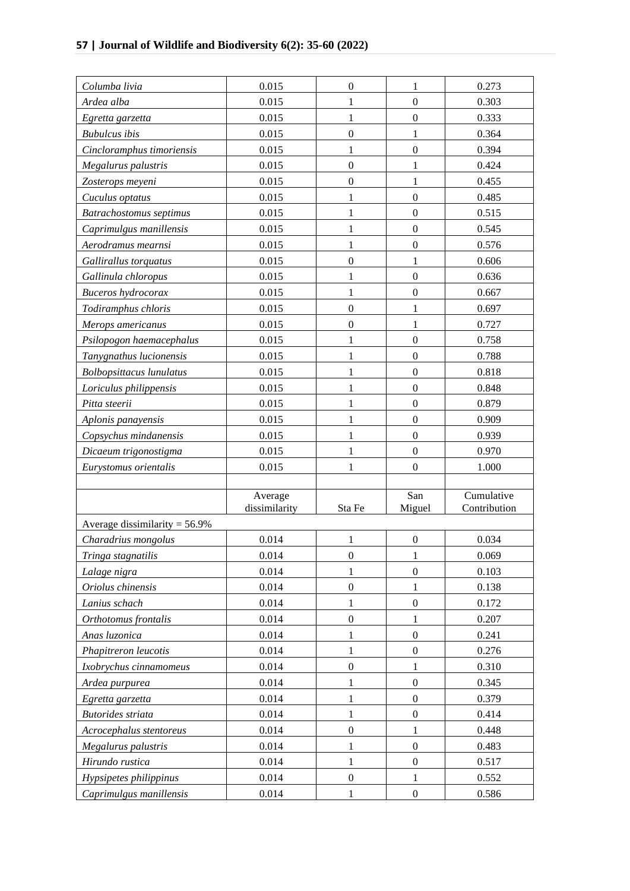| | | | | |
|---|---|---|---|---|
| *Columba livia* | 0.015 | 0 | 1 | 0.273 |
| *Ardea alba* | 0.015 | 1 | 0 | 0.303 |
| *Egretta garzetta* | 0.015 | 1 | 0 | 0.333 |
| *Bubulcus ibis* | 0.015 | 0 | 1 | 0.364 |
| *Cincloramphus timoriensis* | 0.015 | 1 | 0 | 0.394 |
| *Megalurus palustris* | 0.015 | 0 | 1 | 0.424 |
| *Zosterops meyeni* | 0.015 | 0 | 1 | 0.455 |
| *Cuculus optatus* | 0.015 | 1 | 0 | 0.485 |
| *Batrachostomus septimus* | 0.015 | 1 | 0 | 0.515 |
| *Caprimulgus manillensis* | 0.015 | 1 | 0 | 0.545 |
| *Aerodramus mearnsi* | 0.015 | 1 | 0 | 0.576 |
| *Gallirallus torquatus* | 0.015 | 0 | 1 | 0.606 |
| *Gallinula chloropus* | 0.015 | 1 | 0 | 0.636 |
| *Buceros hydrocorax* | 0.015 | 1 | 0 | 0.667 |
| *Todiramphus chloris* | 0.015 | 0 | 1 | 0.697 |
| *Merops americanus* | 0.015 | 0 | 1 | 0.727 |
| *Psilopogon haemacephalus* | 0.015 | 1 | 0 | 0.758 |
| *Tanygnathus lucionensis* | 0.015 | 1 | 0 | 0.788 |
| *Bolbopsittacus lunulatus* | 0.015 | 1 | 0 | 0.818 |
| *Loriculus philippensis* | 0.015 | 1 | 0 | 0.848 |
| *Pitta steerii* | 0.015 | 1 | 0 | 0.879 |
| *Aplonis panayensis* | 0.015 | 1 | 0 | 0.909 |
| *Copsychus mindanensis* | 0.015 | 1 | 0 | 0.939 |
| *Dicaeum trigonostigma* | 0.015 | 1 | 0 | 0.970 |
| *Eurystomus orientalis* | 0.015 | 1 | 0 | 1.000 |
| | | | | |
| | Average dissimilarity | Sta Fe | San Miguel | Cumulative Contribution |
| Average dissimilarity = 56.9% | | | | |
| *Charadrius mongolus* | 0.014 | 1 | 0 | 0.034 |
| *Tringa stagnatilis* | 0.014 | 0 | 1 | 0.069 |
| *Lalage nigra* | 0.014 | 1 | 0 | 0.103 |
| *Oriolus chinensis* | 0.014 | 0 | 1 | 0.138 |
| *Lanius schach* | 0.014 | 1 | 0 | 0.172 |
| *Orthotomus frontalis* | 0.014 | 0 | 1 | 0.207 |
| *Anas luzonica* | 0.014 | 1 | 0 | 0.241 |
| *Phapitreron leucotis* | 0.014 | 1 | 0 | 0.276 |
| *Ixobrychus cinnamomeus* | 0.014 | 0 | 1 | 0.310 |
| *Ardea purpurea* | 0.014 | 1 | 0 | 0.345 |
| *Egretta garzetta* | 0.014 | 1 | 0 | 0.379 |
| *Butorides striata* | 0.014 | 1 | 0 | 0.414 |
| *Acrocephalus stentoreus* | 0.014 | 0 | 1 | 0.448 |
| *Megalurus palustris* | 0.014 | 1 | 0 | 0.483 |
| *Hirundo rustica* | 0.014 | 1 | 0 | 0.517 |
| *Hypsipetes philippinus* | 0.014 | 0 | 1 | 0.552 |
| *Caprimulgus manillensis* | 0.014 | 1 | 0 | 0.586 |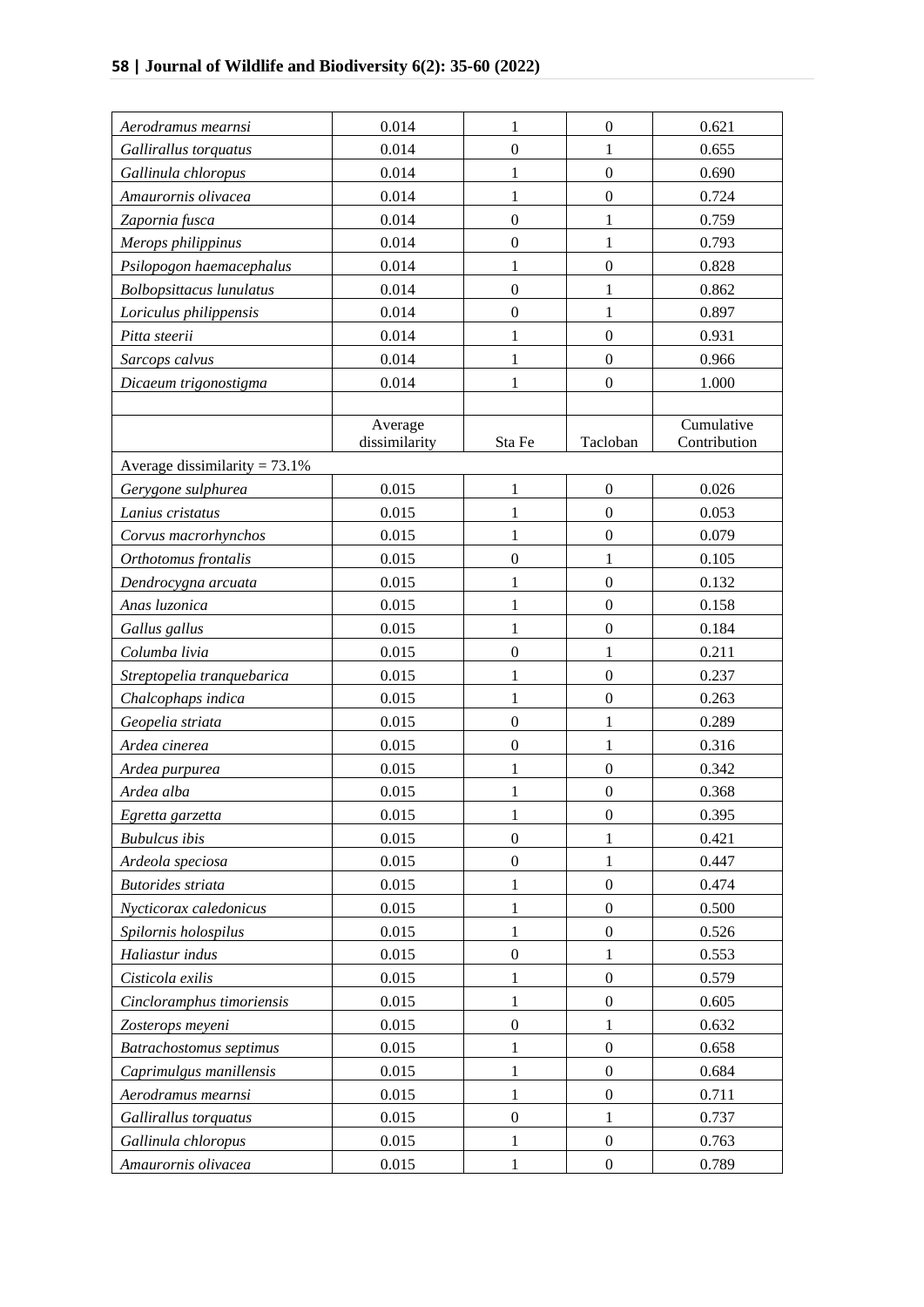| | | | | |
|---|---|---|---|---|
| *Aerodramus mearnsi* | 0.014 | 1 | 0 | 0.621 |
| *Gallirallus torquatus* | 0.014 | 0 | 1 | 0.655 |
| *Gallinula chloropus* | 0.014 | 1 | 0 | 0.690 |
| *Amaurornis olivacea* | 0.014 | 1 | 0 | 0.724 |
| *Zapornia fusca* | 0.014 | 0 | 1 | 0.759 |
| *Merops philippinus* | 0.014 | 0 | 1 | 0.793 |
| *Psilopogon haemacephalus* | 0.014 | 1 | 0 | 0.828 |
| *Bolbopsittacus lunulatus* | 0.014 | 0 | 1 | 0.862 |
| *Loriculus philippensis* | 0.014 | 0 | 1 | 0.897 |
| *Pitta steerii* | 0.014 | 1 | 0 | 0.931 |
| *Sarcops calvus* | 0.014 | 1 | 0 | 0.966 |
| *Dicaeum trigonostigma* | 0.014 | 1 | 0 | 1.000 |
| | | | | |
| | Average dissimilarity | Sta Fe | Tacloban | Cumulative Contribution |
| Average dissimilarity = 73.1% | | | | |
| *Gerygone sulphurea* | 0.015 | 1 | 0 | 0.026 |
| *Lanius cristatus* | 0.015 | 1 | 0 | 0.053 |
| *Corvus macrorhynchos* | 0.015 | 1 | 0 | 0.079 |
| *Orthotomus frontalis* | 0.015 | 0 | 1 | 0.105 |
| *Dendrocygna arcuata* | 0.015 | 1 | 0 | 0.132 |
| *Anas luzonica* | 0.015 | 1 | 0 | 0.158 |
| *Gallus gallus* | 0.015 | 1 | 0 | 0.184 |
| *Columba livia* | 0.015 | 0 | 1 | 0.211 |
| *Streptopelia tranquebarica* | 0.015 | 1 | 0 | 0.237 |
| *Chalcophaps indica* | 0.015 | 1 | 0 | 0.263 |
| *Geopelia striata* | 0.015 | 0 | 1 | 0.289 |
| *Ardea cinerea* | 0.015 | 0 | 1 | 0.316 |
| *Ardea purpurea* | 0.015 | 1 | 0 | 0.342 |
| *Ardea alba* | 0.015 | 1 | 0 | 0.368 |
| *Egretta garzetta* | 0.015 | 1 | 0 | 0.395 |
| *Bubulcus ibis* | 0.015 | 0 | 1 | 0.421 |
| *Ardeola speciosa* | 0.015 | 0 | 1 | 0.447 |
| *Butorides striata* | 0.015 | 1 | 0 | 0.474 |
| *Nycticorax caledonicus* | 0.015 | 1 | 0 | 0.500 |
| *Spilornis holospilus* | 0.015 | 1 | 0 | 0.526 |
| *Haliastur indus* | 0.015 | 0 | 1 | 0.553 |
| *Cisticola exilis* | 0.015 | 1 | 0 | 0.579 |
| *Cincloramphus timoriensis* | 0.015 | 1 | 0 | 0.605 |
| *Zosterops meyeni* | 0.015 | 0 | 1 | 0.632 |
| *Batrachostomus septimus* | 0.015 | 1 | 0 | 0.658 |
| *Caprimulgus manillensis* | 0.015 | 1 | 0 | 0.684 |
| *Aerodramus mearnsi* | 0.015 | 1 | 0 | 0.711 |
| *Gallirallus torquatus* | 0.015 | 0 | 1 | 0.737 |
| *Gallinula chloropus* | 0.015 | 1 | 0 | 0.763 |
| *Amaurornis olivacea* | 0.015 | 1 | 0 | 0.789 |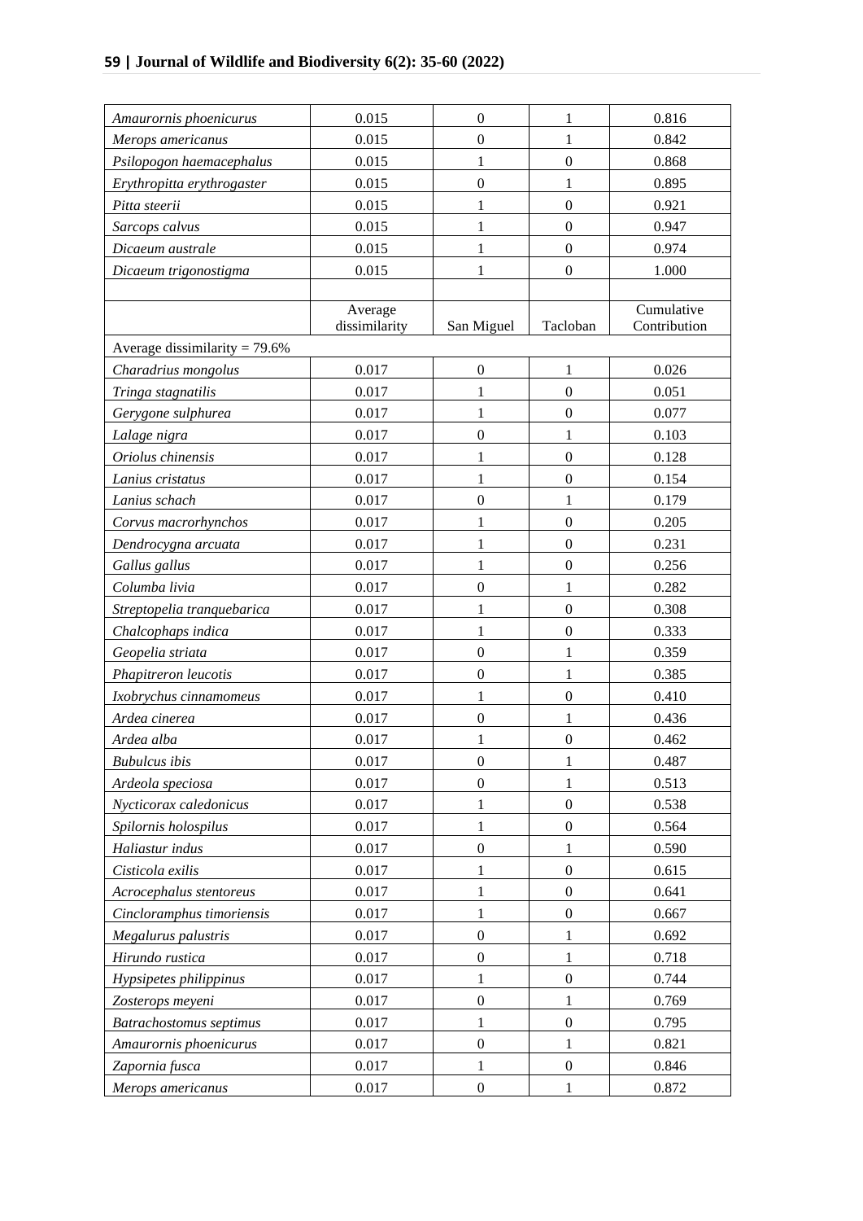| | | | | |
|---|---|---|---|---|
| *Amaurornis phoenicurus* | 0.015 | 0 | 1 | 0.816 |
| *Merops americanus* | 0.015 | 0 | 1 | 0.842 |
| *Psilopogon haemacephalus* | 0.015 | 1 | 0 | 0.868 |
| *Erythropitta erythrogaster* | 0.015 | 0 | 1 | 0.895 |
| *Pitta steerii* | 0.015 | 1 | 0 | 0.921 |
| *Sarcops calvus* | 0.015 | 1 | 0 | 0.947 |
| *Dicaeum australe* | 0.015 | 1 | 0 | 0.974 |
| *Dicaeum trigonostigma* | 0.015 | 1 | 0 | 1.000 |
| | | | | |
| | Average dissimilarity | San Miguel | Tacloban | Cumulative Contribution |
| Average dissimilarity = 79.6% | | | | |
| *Charadrius mongolus* | 0.017 | 0 | 1 | 0.026 |
| *Tringa stagnatilis* | 0.017 | 1 | 0 | 0.051 |
| *Gerygone sulphurea* | 0.017 | 1 | 0 | 0.077 |
| *Lalage nigra* | 0.017 | 0 | 1 | 0.103 |
| *Oriolus chinensis* | 0.017 | 1 | 0 | 0.128 |
| *Lanius cristatus* | 0.017 | 1 | 0 | 0.154 |
| *Lanius schach* | 0.017 | 0 | 1 | 0.179 |
| *Corvus macrorhynchos* | 0.017 | 1 | 0 | 0.205 |
| *Dendrocygna arcuata* | 0.017 | 1 | 0 | 0.231 |
| *Gallus gallus* | 0.017 | 1 | 0 | 0.256 |
| *Columba livia* | 0.017 | 0 | 1 | 0.282 |
| *Streptopelia tranquebarica* | 0.017 | 1 | 0 | 0.308 |
| *Chalcophaps indica* | 0.017 | 1 | 0 | 0.333 |
| *Geopelia striata* | 0.017 | 0 | 1 | 0.359 |
| *Phapitreron leucotis* | 0.017 | 0 | 1 | 0.385 |
| *Ixobrychus cinnamomeus* | 0.017 | 1 | 0 | 0.410 |
| *Ardea cinerea* | 0.017 | 0 | 1 | 0.436 |
| *Ardea alba* | 0.017 | 1 | 0 | 0.462 |
| *Bubulcus ibis* | 0.017 | 0 | 1 | 0.487 |
| *Ardeola speciosa* | 0.017 | 0 | 1 | 0.513 |
| *Nycticorax caledonicus* | 0.017 | 1 | 0 | 0.538 |
| *Spilornis holospilus* | 0.017 | 1 | 0 | 0.564 |
| *Haliastur indus* | 0.017 | 0 | 1 | 0.590 |
| *Cisticola exilis* | 0.017 | 1 | 0 | 0.615 |
| *Acrocephalus stentoreus* | 0.017 | 1 | 0 | 0.641 |
| *Cincloramphus timoriensis* | 0.017 | 1 | 0 | 0.667 |
| *Megalurus palustris* | 0.017 | 0 | 1 | 0.692 |
| *Hirundo rustica* | 0.017 | 0 | 1 | 0.718 |
| *Hypsipetes philippinus* | 0.017 | 1 | 0 | 0.744 |
| *Zosterops meyeni* | 0.017 | 0 | 1 | 0.769 |
| *Batrachostomus septimus* | 0.017 | 1 | 0 | 0.795 |
| *Amaurornis phoenicurus* | 0.017 | 0 | 1 | 0.821 |
| *Zapornia fusca* | 0.017 | 1 | 0 | 0.846 |
| *Merops americanus* | 0.017 | 0 | 1 | 0.872 |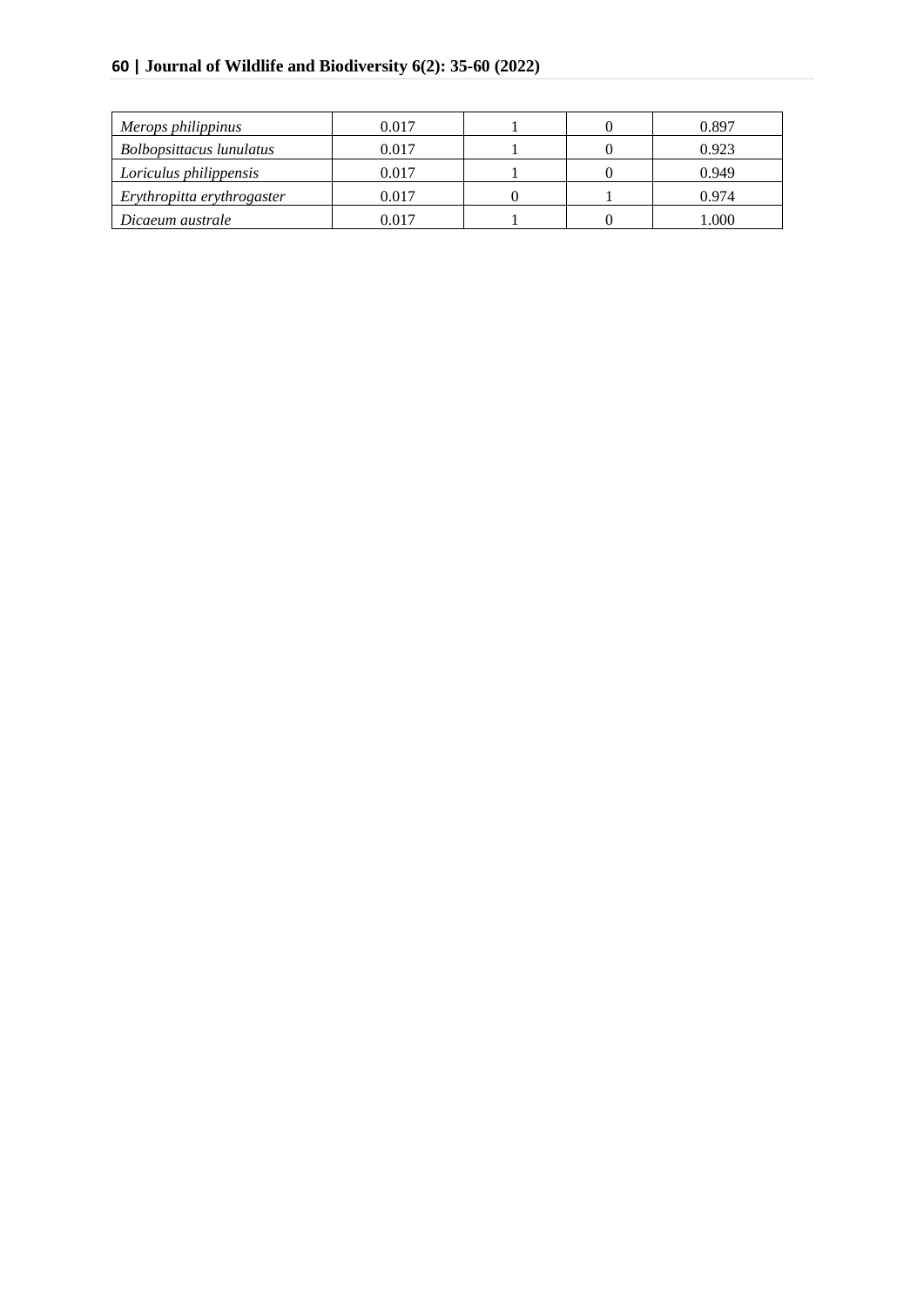| | | | | |
|---|---|---|---|---|
| *Merops philippinus* | 0.017 | 1 | 0 | 0.897 |
| *Bolbopsittacus lunulatus* | 0.017 | 1 | 0 | 0.923 |
| *Loriculus philippensis* | 0.017 | 1 | 0 | 0.949 |
| *Erythropitta erythrogaster* | 0.017 | 0 | 1 | 0.974 |
| *Dicaeum australe* | 0.017 | 1 | 0 | 1.000 |